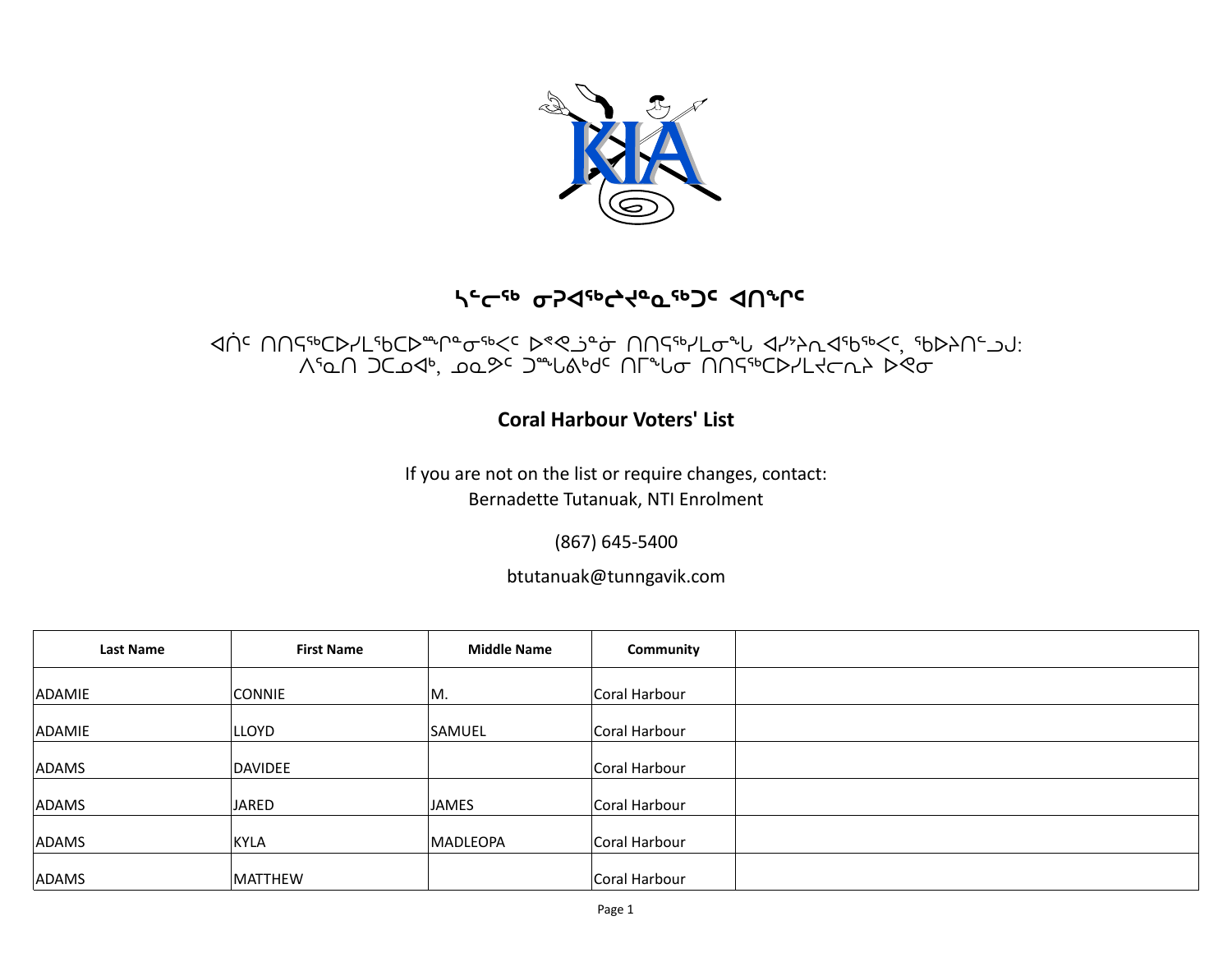## ᓴᓪᓕᖅ ᓂᕈᐊᖅᓯᔪᓐᓇᖅᑐᑦ ᐊᑎᖏᑦ

ᐊᑏᑦ ᑎᑎᕋᖅᑕᐅᓯᒪᖃᑕᐅᙱᓐᓂᖅᐸᑦ ᐅᕙᓂᖕᓂ ᑎᑎᕋᖅᓯᒪᓂᖓ ᐊᓯᔾᔨᕆᐊᖃᖅᐸᑦ, ᖃᐅᔨᑎᓪᓗᒍ:
ᐱᕐᓇᑎ ᑐᑕᓄᐊᒃ, ᓄᓇᕗᑦ ᑐᙵᕕᒃᑯᑦ ᑎᒥᖓᓂ ᑎᑎᕋᖅᑕᐅᓯᒪᔪᓕᕆᔨ ᐅᕙᓂ

## Coral Harbour Voters' List

If you are not on the list or require changes, contact:
Bernadette Tutanuak, NTI Enrolment

(867) 645-5400

btutanuak@tunngavik.com

| Last Name | First Name | Middle Name | Community | |
|---|---|---|---|---|
| ADAMIE | CONNIE | M. | Coral Harbour | |
| ADAMIE | LLOYD | SAMUEL | Coral Harbour | |
| ADAMS | DAVIDEE | | Coral Harbour | |
| ADAMS | JARED | JAMES | Coral Harbour | |
| ADAMS | KYLA | MADLEOPA | Coral Harbour | |
| ADAMS | MATTHEW | | Coral Harbour | |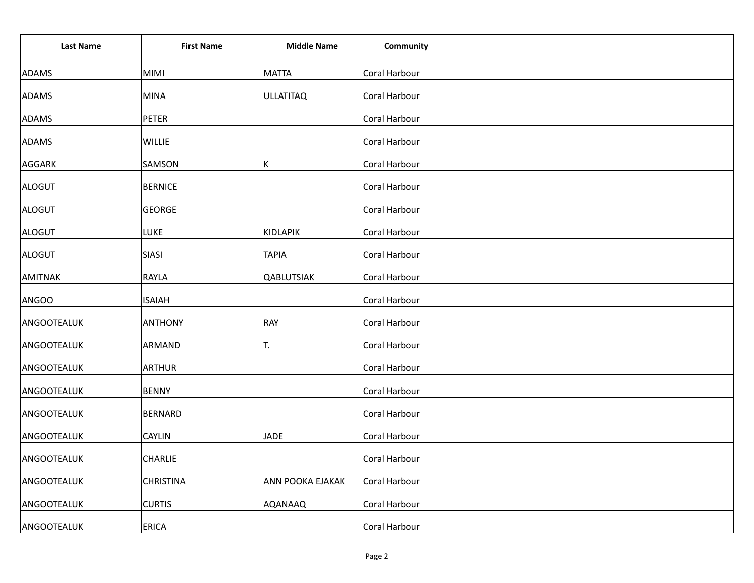| Last Name | First Name | Middle Name | Community | |
|---|---|---|---|---|
| ADAMS | MIMI | MATTA | Coral Harbour | |
| ADAMS | MINA | ULLATITAQ | Coral Harbour | |
| ADAMS | PETER | | Coral Harbour | |
| ADAMS | WILLIE | | Coral Harbour | |
| AGGARK | SAMSON | K | Coral Harbour | |
| ALOGUT | BERNICE | | Coral Harbour | |
| ALOGUT | GEORGE | | Coral Harbour | |
| ALOGUT | LUKE | KIDLAPIK | Coral Harbour | |
| ALOGUT | SIASI | TAPIA | Coral Harbour | |
| AMITNAK | RAYLA | QABLUTSIAK | Coral Harbour | |
| ANGOO | ISAIAH | | Coral Harbour | |
| ANGOOTEALUK | ANTHONY | RAY | Coral Harbour | |
| ANGOOTEALUK | ARMAND | T. | Coral Harbour | |
| ANGOOTEALUK | ARTHUR | | Coral Harbour | |
| ANGOOTEALUK | BENNY | | Coral Harbour | |
| ANGOOTEALUK | BERNARD | | Coral Harbour | |
| ANGOOTEALUK | CAYLIN | JADE | Coral Harbour | |
| ANGOOTEALUK | CHARLIE | | Coral Harbour | |
| ANGOOTEALUK | CHRISTINA | ANN POOKA EJAKAK | Coral Harbour | |
| ANGOOTEALUK | CURTIS | AQANAAQ | Coral Harbour | |
| ANGOOTEALUK | ERICA | | Coral Harbour | |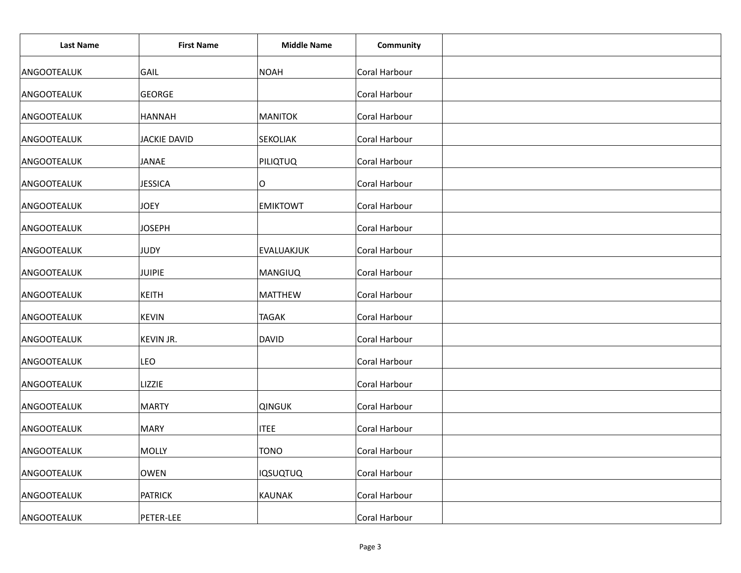| Last Name | First Name | Middle Name | Community | |
|---|---|---|---|---|
| ANGOOTEALUK | GAIL | NOAH | Coral Harbour | |
| ANGOOTEALUK | GEORGE | | Coral Harbour | |
| ANGOOTEALUK | HANNAH | MANITOK | Coral Harbour | |
| ANGOOTEALUK | JACKIE DAVID | SEKOLIAK | Coral Harbour | |
| ANGOOTEALUK | JANAE | PILIQTUQ | Coral Harbour | |
| ANGOOTEALUK | JESSICA | O | Coral Harbour | |
| ANGOOTEALUK | JOEY | EMIKTOWT | Coral Harbour | |
| ANGOOTEALUK | JOSEPH | | Coral Harbour | |
| ANGOOTEALUK | JUDY | EVALUAKJUK | Coral Harbour | |
| ANGOOTEALUK | JUIPIE | MANGIUQ | Coral Harbour | |
| ANGOOTEALUK | KEITH | MATTHEW | Coral Harbour | |
| ANGOOTEALUK | KEVIN | TAGAK | Coral Harbour | |
| ANGOOTEALUK | KEVIN JR. | DAVID | Coral Harbour | |
| ANGOOTEALUK | LEO | | Coral Harbour | |
| ANGOOTEALUK | LIZZIE | | Coral Harbour | |
| ANGOOTEALUK | MARTY | QINGUK | Coral Harbour | |
| ANGOOTEALUK | MARY | ITEE | Coral Harbour | |
| ANGOOTEALUK | MOLLY | TONO | Coral Harbour | |
| ANGOOTEALUK | OWEN | IQSUQTUQ | Coral Harbour | |
| ANGOOTEALUK | PATRICK | KAUNAK | Coral Harbour | |
| ANGOOTEALUK | PETER-LEE | | Coral Harbour | |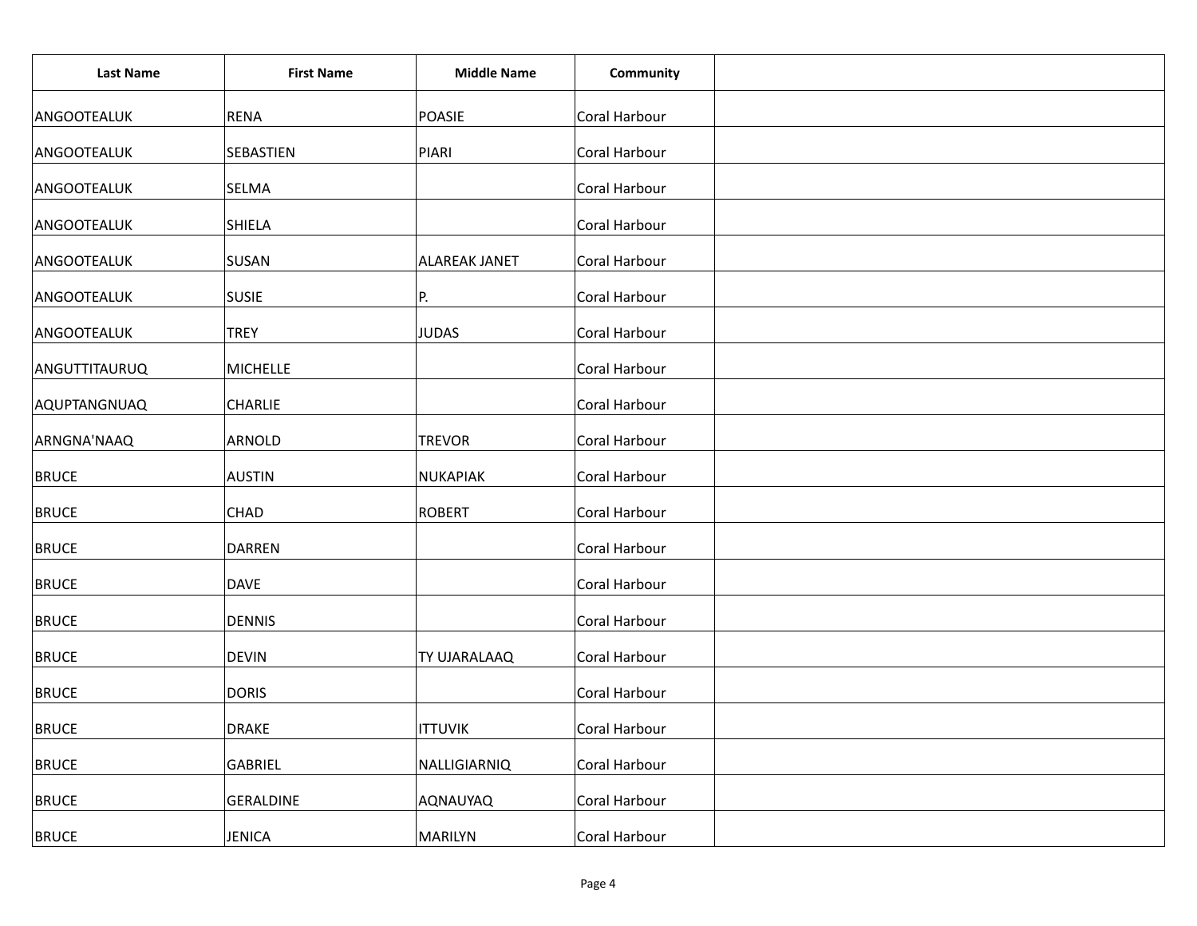| Last Name | First Name | Middle Name | Community | |
|---|---|---|---|---|
| ANGOOTEALUK | RENA | POASIE | Coral Harbour | |
| ANGOOTEALUK | SEBASTIEN | PIARI | Coral Harbour | |
| ANGOOTEALUK | SELMA | | Coral Harbour | |
| ANGOOTEALUK | SHIELA | | Coral Harbour | |
| ANGOOTEALUK | SUSAN | ALAREAK JANET | Coral Harbour | |
| ANGOOTEALUK | SUSIE | P. | Coral Harbour | |
| ANGOOTEALUK | TREY | JUDAS | Coral Harbour | |
| ANGUTTITAURUQ | MICHELLE | | Coral Harbour | |
| AQUPTANGNUAQ | CHARLIE | | Coral Harbour | |
| ARNGNA'NAAQ | ARNOLD | TREVOR | Coral Harbour | |
| BRUCE | AUSTIN | NUKAPIAK | Coral Harbour | |
| BRUCE | CHAD | ROBERT | Coral Harbour | |
| BRUCE | DARREN | | Coral Harbour | |
| BRUCE | DAVE | | Coral Harbour | |
| BRUCE | DENNIS | | Coral Harbour | |
| BRUCE | DEVIN | TY UJARALAAQ | Coral Harbour | |
| BRUCE | DORIS | | Coral Harbour | |
| BRUCE | DRAKE | ITTUVIK | Coral Harbour | |
| BRUCE | GABRIEL | NALLIGIARNIQ | Coral Harbour | |
| BRUCE | GERALDINE | AQNAUYAQ | Coral Harbour | |
| BRUCE | JENICA | MARILYN | Coral Harbour | |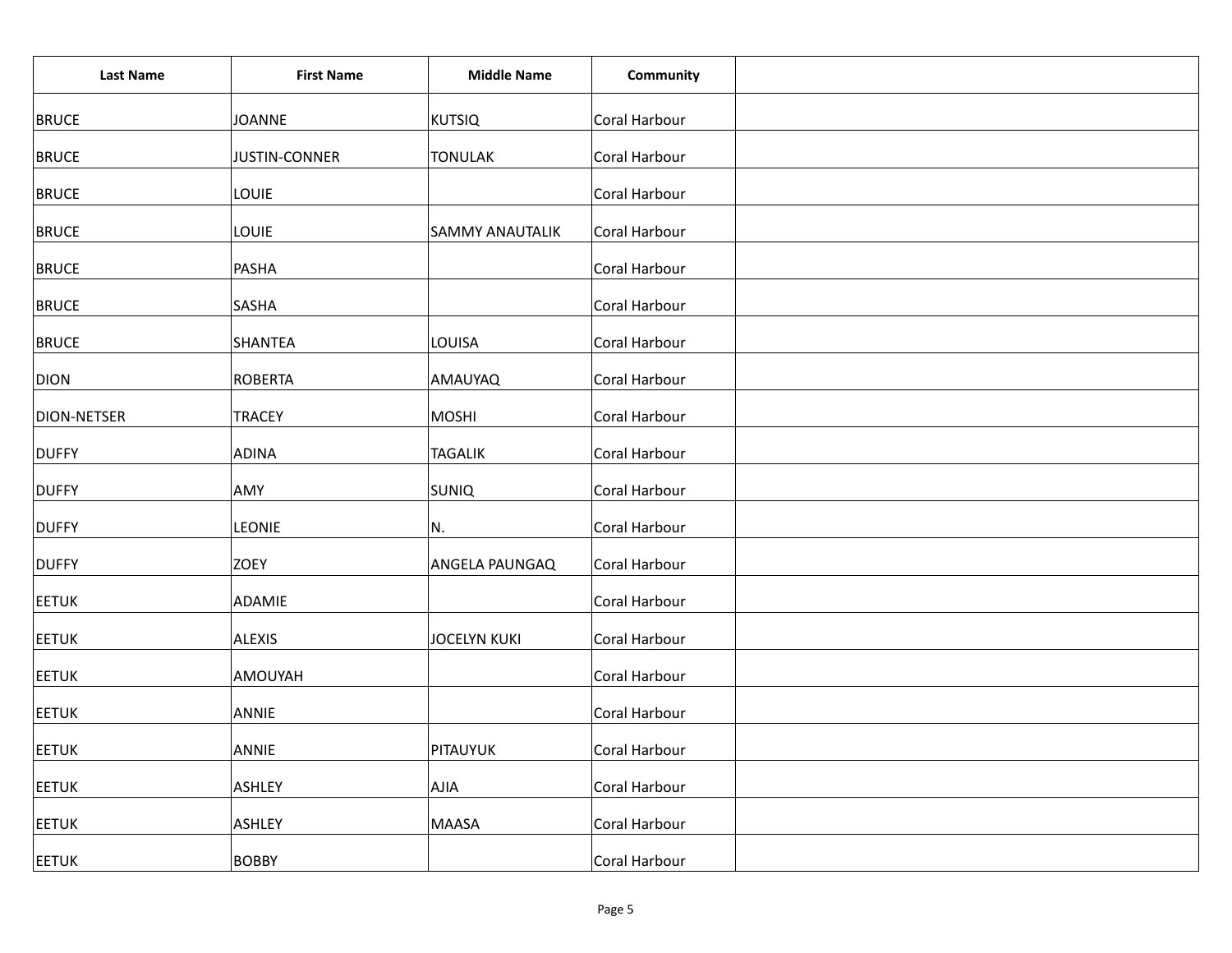| Last Name | First Name | Middle Name | Community | |
|---|---|---|---|---|
| BRUCE | JOANNE | KUTSIQ | Coral Harbour | |
| BRUCE | JUSTIN-CONNER | TONULAK | Coral Harbour | |
| BRUCE | LOUIE | | Coral Harbour | |
| BRUCE | LOUIE | SAMMY ANAUTALIK | Coral Harbour | |
| BRUCE | PASHA | | Coral Harbour | |
| BRUCE | SASHA | | Coral Harbour | |
| BRUCE | SHANTEA | LOUISA | Coral Harbour | |
| DION | ROBERTA | AMAUYAQ | Coral Harbour | |
| DION-NETSER | TRACEY | MOSHI | Coral Harbour | |
| DUFFY | ADINA | TAGALIK | Coral Harbour | |
| DUFFY | AMY | SUNIQ | Coral Harbour | |
| DUFFY | LEONIE | N. | Coral Harbour | |
| DUFFY | ZOEY | ANGELA PAUNGAQ | Coral Harbour | |
| EETUK | ADAMIE | | Coral Harbour | |
| EETUK | ALEXIS | JOCELYN KUKI | Coral Harbour | |
| EETUK | AMOUYAH | | Coral Harbour | |
| EETUK | ANNIE | | Coral Harbour | |
| EETUK | ANNIE | PITAUYUK | Coral Harbour | |
| EETUK | ASHLEY | AJIA | Coral Harbour | |
| EETUK | ASHLEY | MAASA | Coral Harbour | |
| EETUK | BOBBY | | Coral Harbour | |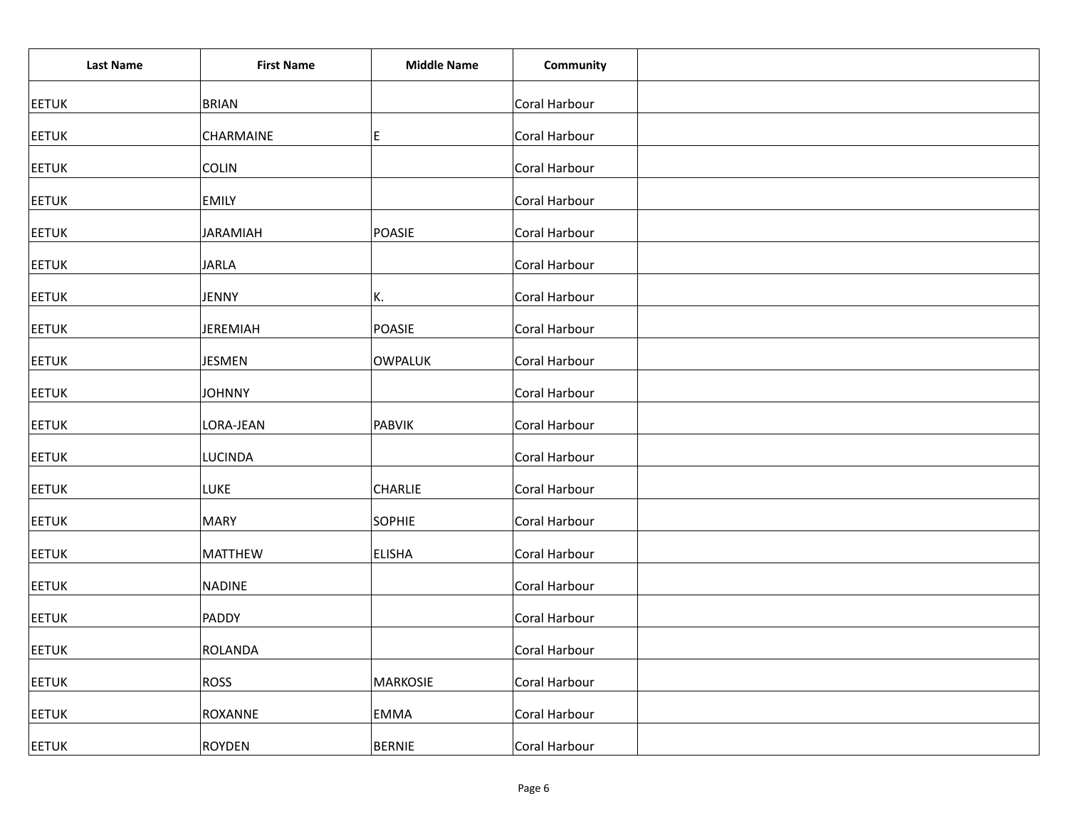| Last Name | First Name | Middle Name | Community | |
|---|---|---|---|---|
| EETUK | BRIAN | | Coral Harbour | |
| EETUK | CHARMAINE | E | Coral Harbour | |
| EETUK | COLIN | | Coral Harbour | |
| EETUK | EMILY | | Coral Harbour | |
| EETUK | JARAMIAH | POASIE | Coral Harbour | |
| EETUK | JARLA | | Coral Harbour | |
| EETUK | JENNY | K. | Coral Harbour | |
| EETUK | JEREMIAH | POASIE | Coral Harbour | |
| EETUK | JESMEN | OWPALUK | Coral Harbour | |
| EETUK | JOHNNY | | Coral Harbour | |
| EETUK | LORA-JEAN | PABVIK | Coral Harbour | |
| EETUK | LUCINDA | | Coral Harbour | |
| EETUK | LUKE | CHARLIE | Coral Harbour | |
| EETUK | MARY | SOPHIE | Coral Harbour | |
| EETUK | MATTHEW | ELISHA | Coral Harbour | |
| EETUK | NADINE | | Coral Harbour | |
| EETUK | PADDY | | Coral Harbour | |
| EETUK | ROLANDA | | Coral Harbour | |
| EETUK | ROSS | MARKOSIE | Coral Harbour | |
| EETUK | ROXANNE | EMMA | Coral Harbour | |
| EETUK | ROYDEN | BERNIE | Coral Harbour | |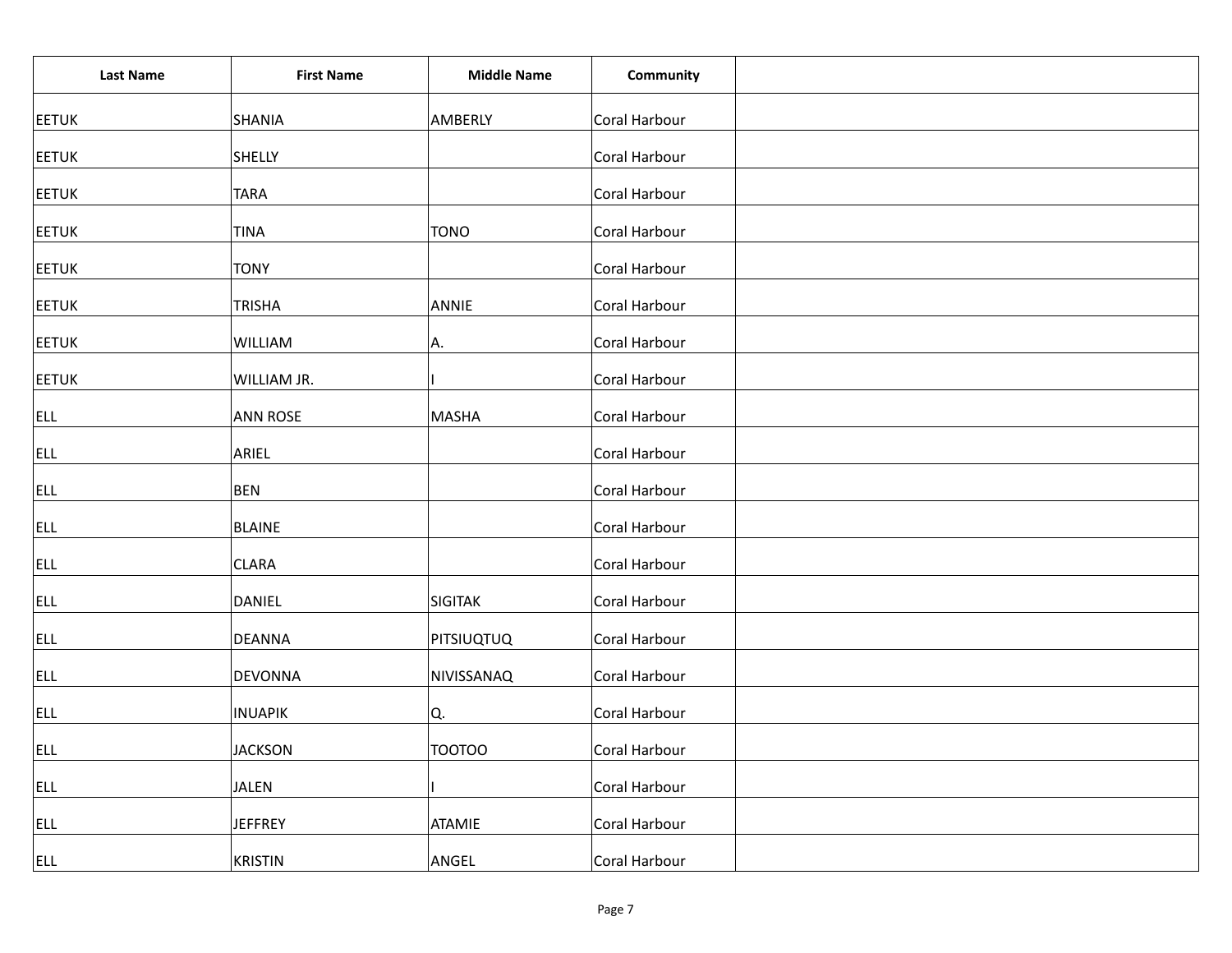| Last Name | First Name | Middle Name | Community | |
|---|---|---|---|---|
| EETUK | SHANIA | AMBERLY | Coral Harbour | |
| EETUK | SHELLY | | Coral Harbour | |
| EETUK | TARA | | Coral Harbour | |
| EETUK | TINA | TONO | Coral Harbour | |
| EETUK | TONY | | Coral Harbour | |
| EETUK | TRISHA | ANNIE | Coral Harbour | |
| EETUK | WILLIAM | A. | Coral Harbour | |
| EETUK | WILLIAM JR. | I | Coral Harbour | |
| ELL | ANN ROSE | MASHA | Coral Harbour | |
| ELL | ARIEL | | Coral Harbour | |
| ELL | BEN | | Coral Harbour | |
| ELL | BLAINE | | Coral Harbour | |
| ELL | CLARA | | Coral Harbour | |
| ELL | DANIEL | SIGITAK | Coral Harbour | |
| ELL | DEANNA | PITSIUQTUQ | Coral Harbour | |
| ELL | DEVONNA | NIVISSANAQ | Coral Harbour | |
| ELL | INUAPIK | Q. | Coral Harbour | |
| ELL | JACKSON | TOOTOO | Coral Harbour | |
| ELL | JALEN | I | Coral Harbour | |
| ELL | JEFFREY | ATAMIE | Coral Harbour | |
| ELL | KRISTIN | ANGEL | Coral Harbour | |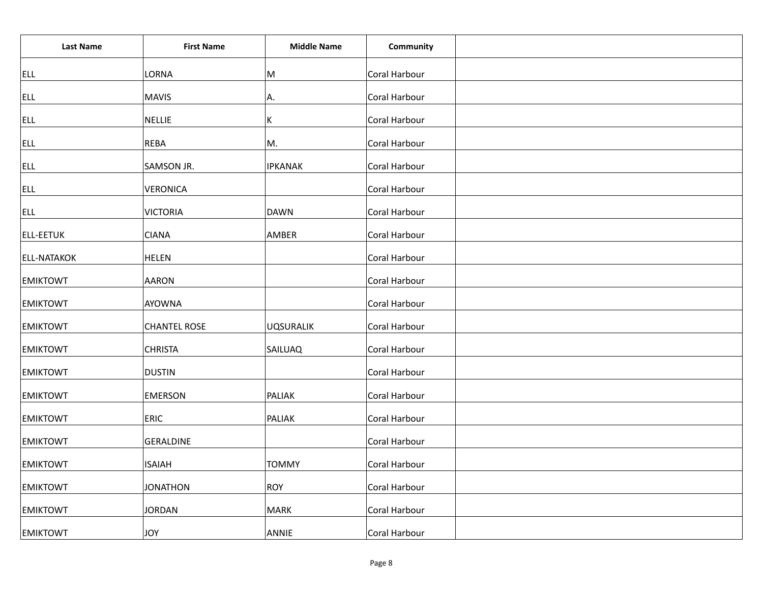| Last Name | First Name | Middle Name | Community | |
|---|---|---|---|---|
| ELL | LORNA | M | Coral Harbour | |
| ELL | MAVIS | A. | Coral Harbour | |
| ELL | NELLIE | K | Coral Harbour | |
| ELL | REBA | M. | Coral Harbour | |
| ELL | SAMSON JR. | IPKANAK | Coral Harbour | |
| ELL | VERONICA | | Coral Harbour | |
| ELL | VICTORIA | DAWN | Coral Harbour | |
| ELL-EETUK | CIANA | AMBER | Coral Harbour | |
| ELL-NATAKOK | HELEN | | Coral Harbour | |
| EMIKTOWT | AARON | | Coral Harbour | |
| EMIKTOWT | AYOWNA | | Coral Harbour | |
| EMIKTOWT | CHANTEL ROSE | UQSURALIK | Coral Harbour | |
| EMIKTOWT | CHRISTA | SAILUAQ | Coral Harbour | |
| EMIKTOWT | DUSTIN | | Coral Harbour | |
| EMIKTOWT | EMERSON | PALIAK | Coral Harbour | |
| EMIKTOWT | ERIC | PALIAK | Coral Harbour | |
| EMIKTOWT | GERALDINE | | Coral Harbour | |
| EMIKTOWT | ISAIAH | TOMMY | Coral Harbour | |
| EMIKTOWT | JONATHON | ROY | Coral Harbour | |
| EMIKTOWT | JORDAN | MARK | Coral Harbour | |
| EMIKTOWT | JOY | ANNIE | Coral Harbour | |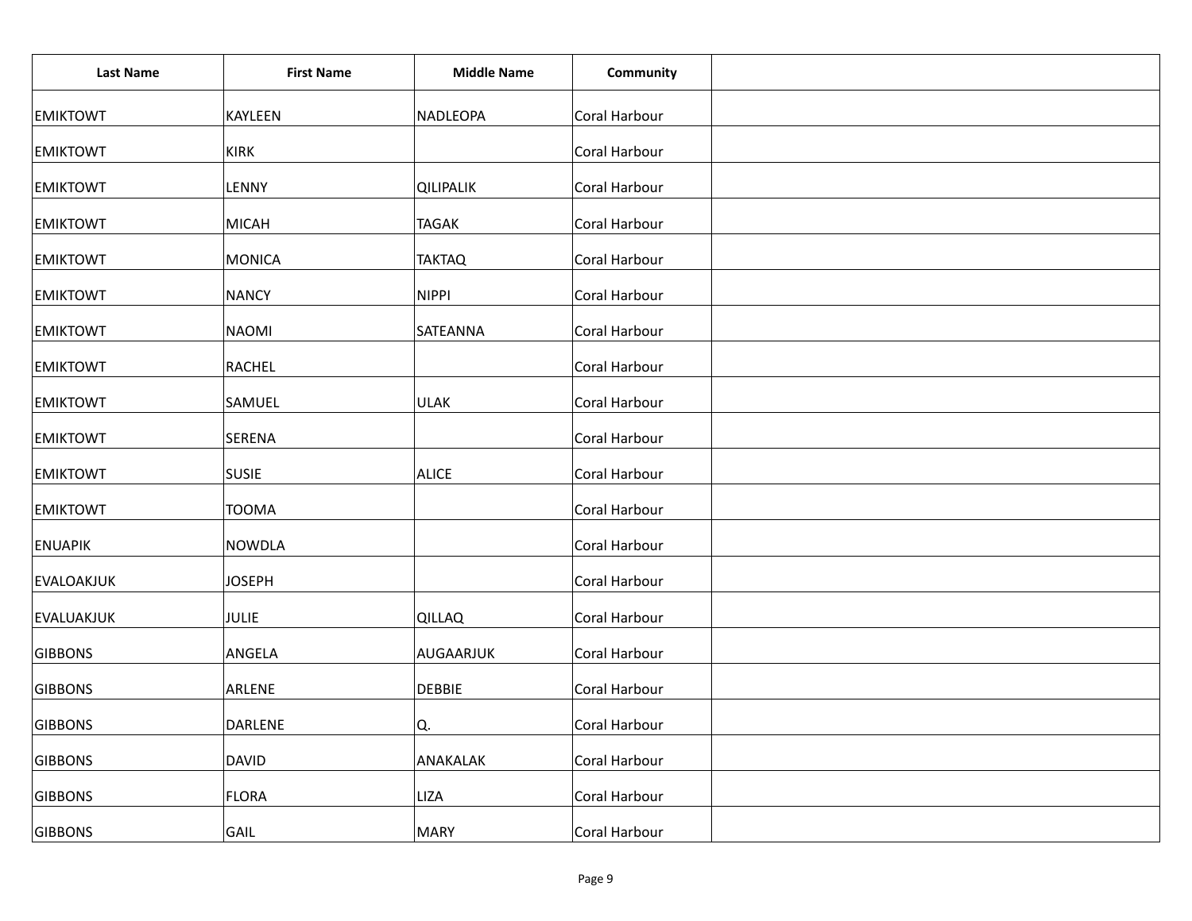| Last Name | First Name | Middle Name | Community | |
|---|---|---|---|---|
| EMIKTOWT | KAYLEEN | NADLEOPA | Coral Harbour | |
| EMIKTOWT | KIRK | | Coral Harbour | |
| EMIKTOWT | LENNY | QILIPALIK | Coral Harbour | |
| EMIKTOWT | MICAH | TAGAK | Coral Harbour | |
| EMIKTOWT | MONICA | TAKTAQ | Coral Harbour | |
| EMIKTOWT | NANCY | NIPPI | Coral Harbour | |
| EMIKTOWT | NAOMI | SATEANNA | Coral Harbour | |
| EMIKTOWT | RACHEL | | Coral Harbour | |
| EMIKTOWT | SAMUEL | ULAK | Coral Harbour | |
| EMIKTOWT | SERENA | | Coral Harbour | |
| EMIKTOWT | SUSIE | ALICE | Coral Harbour | |
| EMIKTOWT | TOOMA | | Coral Harbour | |
| ENUAPIK | NOWDLA | | Coral Harbour | |
| EVALOAKJUK | JOSEPH | | Coral Harbour | |
| EVALUAKJUK | JULIE | QILLAQ | Coral Harbour | |
| GIBBONS | ANGELA | AUGAARJUK | Coral Harbour | |
| GIBBONS | ARLENE | DEBBIE | Coral Harbour | |
| GIBBONS | DARLENE | Q. | Coral Harbour | |
| GIBBONS | DAVID | ANAKALAK | Coral Harbour | |
| GIBBONS | FLORA | LIZA | Coral Harbour | |
| GIBBONS | GAIL | MARY | Coral Harbour | |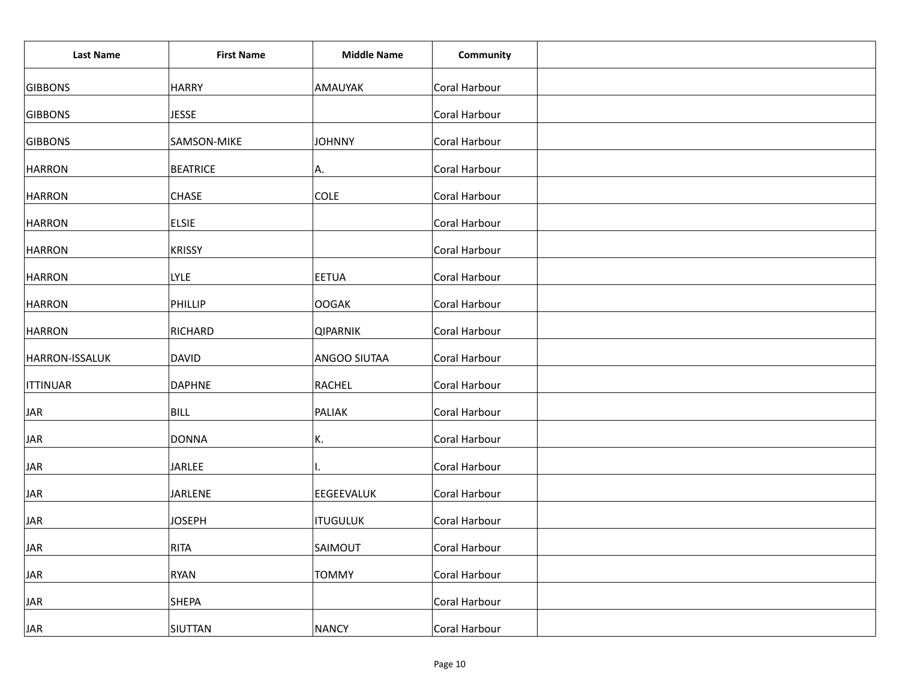| Last Name | First Name | Middle Name | Community | |
|---|---|---|---|---|
| GIBBONS | HARRY | AMAUYAK | Coral Harbour | |
| GIBBONS | JESSE | | Coral Harbour | |
| GIBBONS | SAMSON-MIKE | JOHNNY | Coral Harbour | |
| HARRON | BEATRICE | A. | Coral Harbour | |
| HARRON | CHASE | COLE | Coral Harbour | |
| HARRON | ELSIE | | Coral Harbour | |
| HARRON | KRISSY | | Coral Harbour | |
| HARRON | LYLE | EETUA | Coral Harbour | |
| HARRON | PHILLIP | OOGAK | Coral Harbour | |
| HARRON | RICHARD | QIPARNIK | Coral Harbour | |
| HARRON-ISSALUK | DAVID | ANGOO SIUTAA | Coral Harbour | |
| ITTINUAR | DAPHNE | RACHEL | Coral Harbour | |
| JAR | BILL | PALIAK | Coral Harbour | |
| JAR | DONNA | K. | Coral Harbour | |
| JAR | JARLEE | I. | Coral Harbour | |
| JAR | JARLENE | EEGEEVALUK | Coral Harbour | |
| JAR | JOSEPH | ITUGULUK | Coral Harbour | |
| JAR | RITA | SAIMOUT | Coral Harbour | |
| JAR | RYAN | TOMMY | Coral Harbour | |
| JAR | SHEPA | | Coral Harbour | |
| JAR | SIUTTAN | NANCY | Coral Harbour | |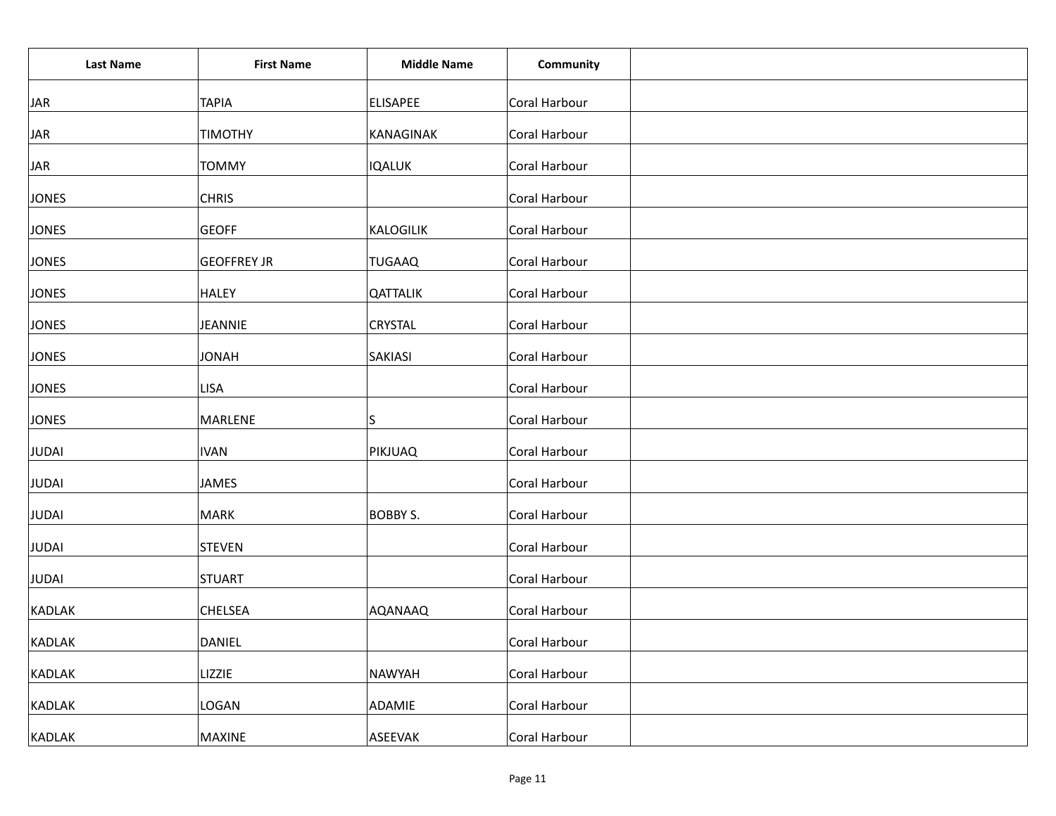| Last Name | First Name | Middle Name | Community | |
|---|---|---|---|---|
| JAR | TAPIA | ELISAPEE | Coral Harbour | |
| JAR | TIMOTHY | KANAGINAK | Coral Harbour | |
| JAR | TOMMY | IQALUK | Coral Harbour | |
| JONES | CHRIS | | Coral Harbour | |
| JONES | GEOFF | KALOGILIK | Coral Harbour | |
| JONES | GEOFFREY JR | TUGAAQ | Coral Harbour | |
| JONES | HALEY | QATTALIK | Coral Harbour | |
| JONES | JEANNIE | CRYSTAL | Coral Harbour | |
| JONES | JONAH | SAKIASI | Coral Harbour | |
| JONES | LISA | | Coral Harbour | |
| JONES | MARLENE | S | Coral Harbour | |
| JUDAI | IVAN | PIKJUAQ | Coral Harbour | |
| JUDAI | JAMES | | Coral Harbour | |
| JUDAI | MARK | BOBBY S. | Coral Harbour | |
| JUDAI | STEVEN | | Coral Harbour | |
| JUDAI | STUART | | Coral Harbour | |
| KADLAK | CHELSEA | AQANAAQ | Coral Harbour | |
| KADLAK | DANIEL | | Coral Harbour | |
| KADLAK | LIZZIE | NAWYAH | Coral Harbour | |
| KADLAK | LOGAN | ADAMIE | Coral Harbour | |
| KADLAK | MAXINE | ASEEVAK | Coral Harbour | |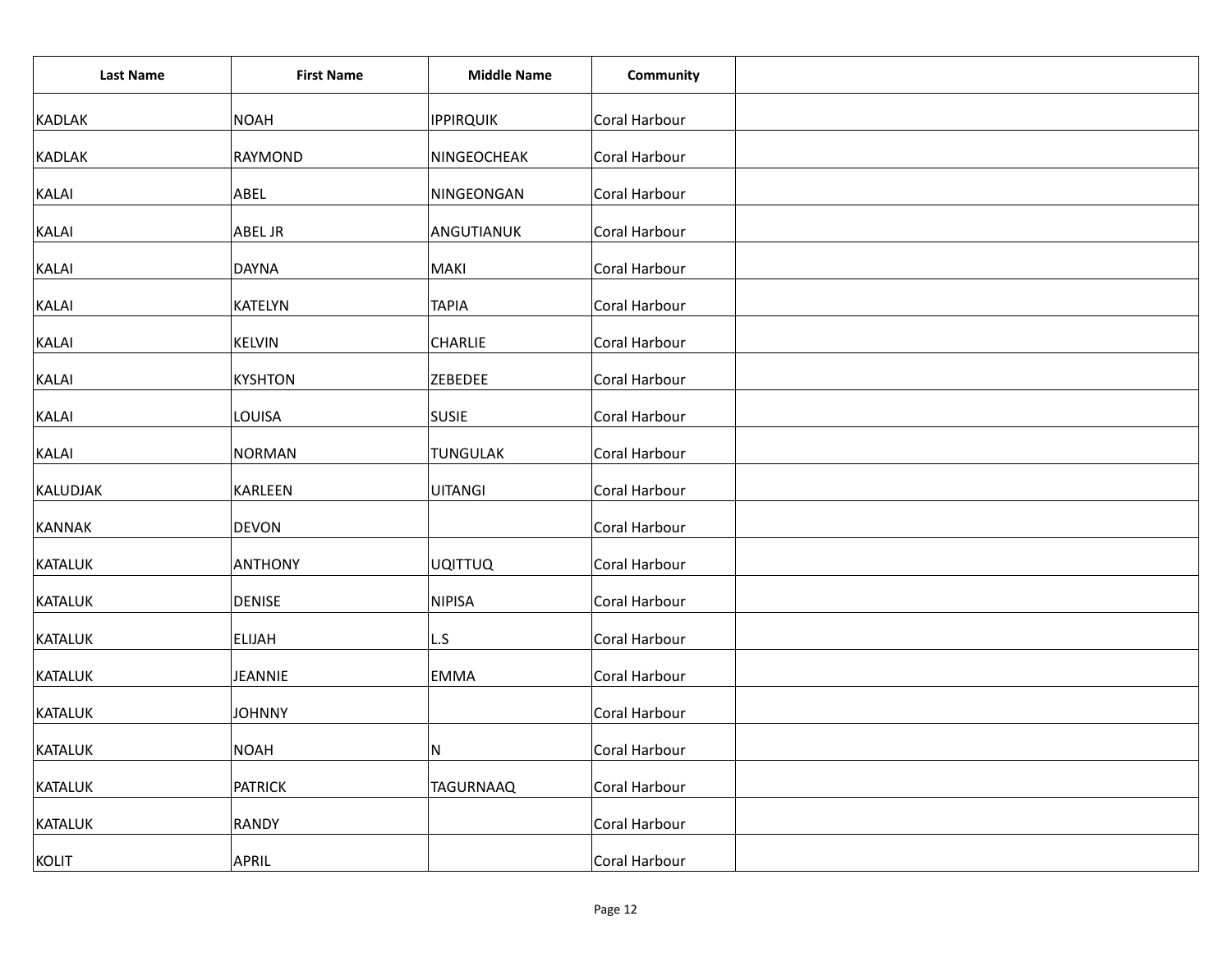| Last Name | First Name | Middle Name | Community | |
|---|---|---|---|---|
| KADLAK | NOAH | IPPIRQUIK | Coral Harbour | |
| KADLAK | RAYMOND | NINGEOCHEAK | Coral Harbour | |
| KALAI | ABEL | NINGEONGAN | Coral Harbour | |
| KALAI | ABEL JR | ANGUTIANUK | Coral Harbour | |
| KALAI | DAYNA | MAKI | Coral Harbour | |
| KALAI | KATELYN | TAPIA | Coral Harbour | |
| KALAI | KELVIN | CHARLIE | Coral Harbour | |
| KALAI | KYSHTON | ZEBEDEE | Coral Harbour | |
| KALAI | LOUISA | SUSIE | Coral Harbour | |
| KALAI | NORMAN | TUNGULAK | Coral Harbour | |
| KALUDJAK | KARLEEN | UITANGI | Coral Harbour | |
| KANNAK | DEVON | | Coral Harbour | |
| KATALUK | ANTHONY | UQITTUQ | Coral Harbour | |
| KATALUK | DENISE | NIPISA | Coral Harbour | |
| KATALUK | ELIJAH | L.S | Coral Harbour | |
| KATALUK | JEANNIE | EMMA | Coral Harbour | |
| KATALUK | JOHNNY | | Coral Harbour | |
| KATALUK | NOAH | N | Coral Harbour | |
| KATALUK | PATRICK | TAGURNAAQ | Coral Harbour | |
| KATALUK | RANDY | | Coral Harbour | |
| KOLIT | APRIL | | Coral Harbour | |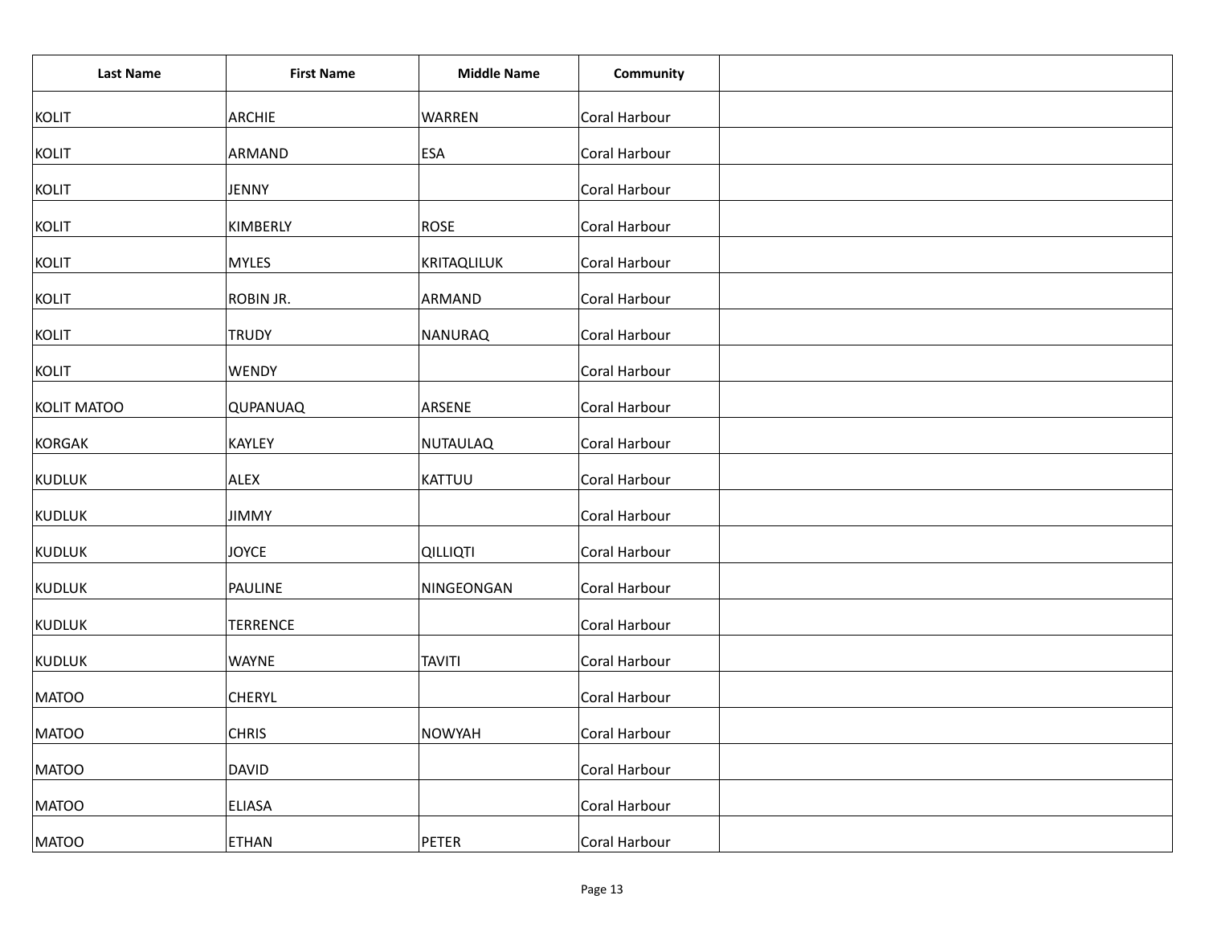| Last Name | First Name | Middle Name | Community | |
|---|---|---|---|---|
| KOLIT | ARCHIE | WARREN | Coral Harbour | |
| KOLIT | ARMAND | ESA | Coral Harbour | |
| KOLIT | JENNY | | Coral Harbour | |
| KOLIT | KIMBERLY | ROSE | Coral Harbour | |
| KOLIT | MYLES | KRITAQLILUK | Coral Harbour | |
| KOLIT | ROBIN JR. | ARMAND | Coral Harbour | |
| KOLIT | TRUDY | NANURAQ | Coral Harbour | |
| KOLIT | WENDY | | Coral Harbour | |
| KOLIT MATOO | QUPANUAQ | ARSENE | Coral Harbour | |
| KORGAK | KAYLEY | NUTAULAQ | Coral Harbour | |
| KUDLUK | ALEX | KATTUU | Coral Harbour | |
| KUDLUK | JIMMY | | Coral Harbour | |
| KUDLUK | JOYCE | QILLIQTI | Coral Harbour | |
| KUDLUK | PAULINE | NINGEONGAN | Coral Harbour | |
| KUDLUK | TERRENCE | | Coral Harbour | |
| KUDLUK | WAYNE | TAVITI | Coral Harbour | |
| MATOO | CHERYL | | Coral Harbour | |
| MATOO | CHRIS | NOWYAH | Coral Harbour | |
| MATOO | DAVID | | Coral Harbour | |
| MATOO | ELIASA | | Coral Harbour | |
| MATOO | ETHAN | PETER | Coral Harbour | |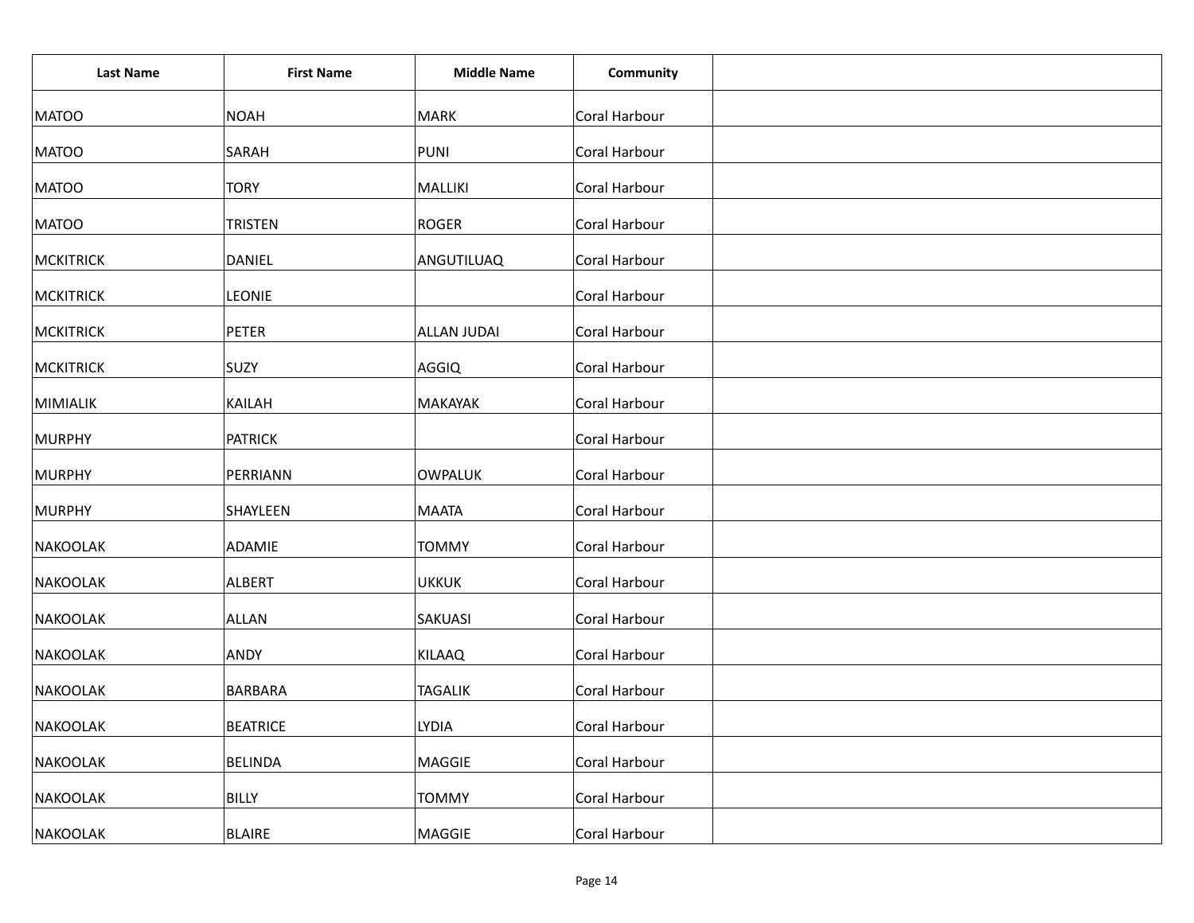| Last Name | First Name | Middle Name | Community | |
|---|---|---|---|---|
| MATOO | NOAH | MARK | Coral Harbour | |
| MATOO | SARAH | PUNI | Coral Harbour | |
| MATOO | TORY | MALLIKI | Coral Harbour | |
| MATOO | TRISTEN | ROGER | Coral Harbour | |
| MCKITRICK | DANIEL | ANGUTILUAQ | Coral Harbour | |
| MCKITRICK | LEONIE | | Coral Harbour | |
| MCKITRICK | PETER | ALLAN JUDAI | Coral Harbour | |
| MCKITRICK | SUZY | AGGIQ | Coral Harbour | |
| MIMIALIK | KAILAH | MAKAYAK | Coral Harbour | |
| MURPHY | PATRICK | | Coral Harbour | |
| MURPHY | PERRIANN | OWPALUK | Coral Harbour | |
| MURPHY | SHAYLEEN | MAATA | Coral Harbour | |
| NAKOOLAK | ADAMIE | TOMMY | Coral Harbour | |
| NAKOOLAK | ALBERT | UKKUK | Coral Harbour | |
| NAKOOLAK | ALLAN | SAKUASI | Coral Harbour | |
| NAKOOLAK | ANDY | KILAAQ | Coral Harbour | |
| NAKOOLAK | BARBARA | TAGALIK | Coral Harbour | |
| NAKOOLAK | BEATRICE | LYDIA | Coral Harbour | |
| NAKOOLAK | BELINDA | MAGGIE | Coral Harbour | |
| NAKOOLAK | BILLY | TOMMY | Coral Harbour | |
| NAKOOLAK | BLAIRE | MAGGIE | Coral Harbour | |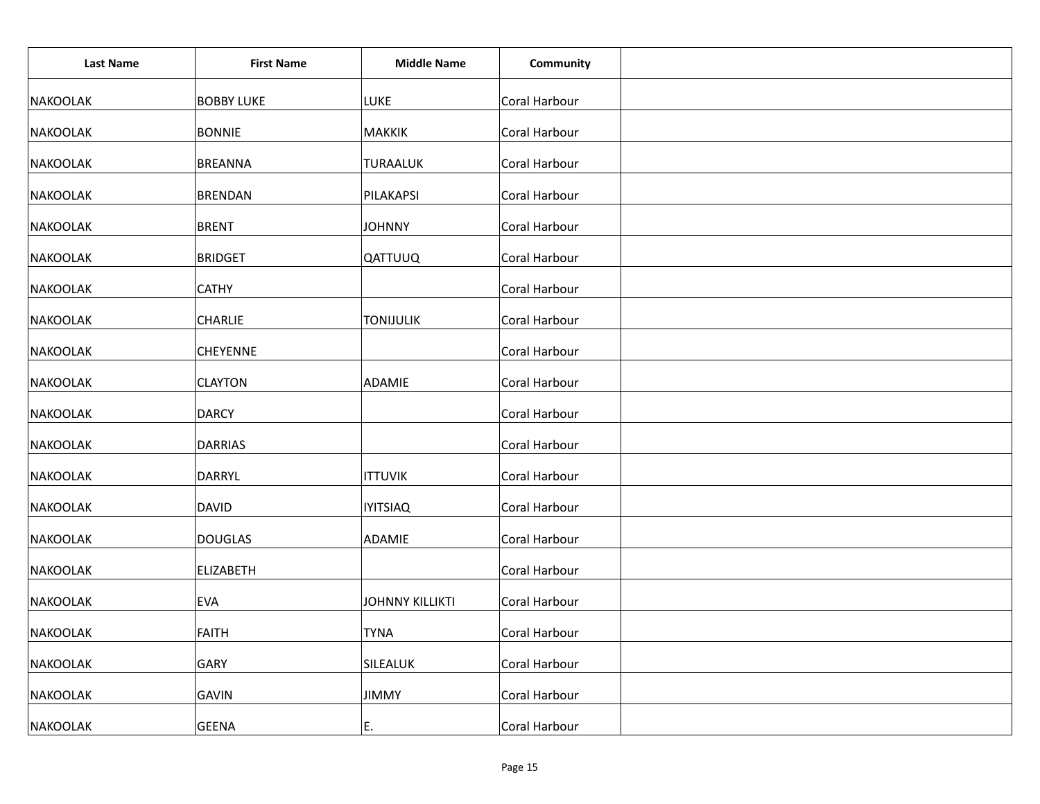| Last Name | First Name | Middle Name | Community | |
|---|---|---|---|---|
| NAKOOLAK | BOBBY LUKE | LUKE | Coral Harbour | |
| NAKOOLAK | BONNIE | MAKKIK | Coral Harbour | |
| NAKOOLAK | BREANNA | TURAALUK | Coral Harbour | |
| NAKOOLAK | BRENDAN | PILAKAPSI | Coral Harbour | |
| NAKOOLAK | BRENT | JOHNNY | Coral Harbour | |
| NAKOOLAK | BRIDGET | QATTUUQ | Coral Harbour | |
| NAKOOLAK | CATHY | | Coral Harbour | |
| NAKOOLAK | CHARLIE | TONIJULIK | Coral Harbour | |
| NAKOOLAK | CHEYENNE | | Coral Harbour | |
| NAKOOLAK | CLAYTON | ADAMIE | Coral Harbour | |
| NAKOOLAK | DARCY | | Coral Harbour | |
| NAKOOLAK | DARRIAS | | Coral Harbour | |
| NAKOOLAK | DARRYL | ITTUVIK | Coral Harbour | |
| NAKOOLAK | DAVID | IYITSIAQ | Coral Harbour | |
| NAKOOLAK | DOUGLAS | ADAMIE | Coral Harbour | |
| NAKOOLAK | ELIZABETH | | Coral Harbour | |
| NAKOOLAK | EVA | JOHNNY KILLIKTI | Coral Harbour | |
| NAKOOLAK | FAITH | TYNA | Coral Harbour | |
| NAKOOLAK | GARY | SILEALUK | Coral Harbour | |
| NAKOOLAK | GAVIN | JIMMY | Coral Harbour | |
| NAKOOLAK | GEENA | E. | Coral Harbour | |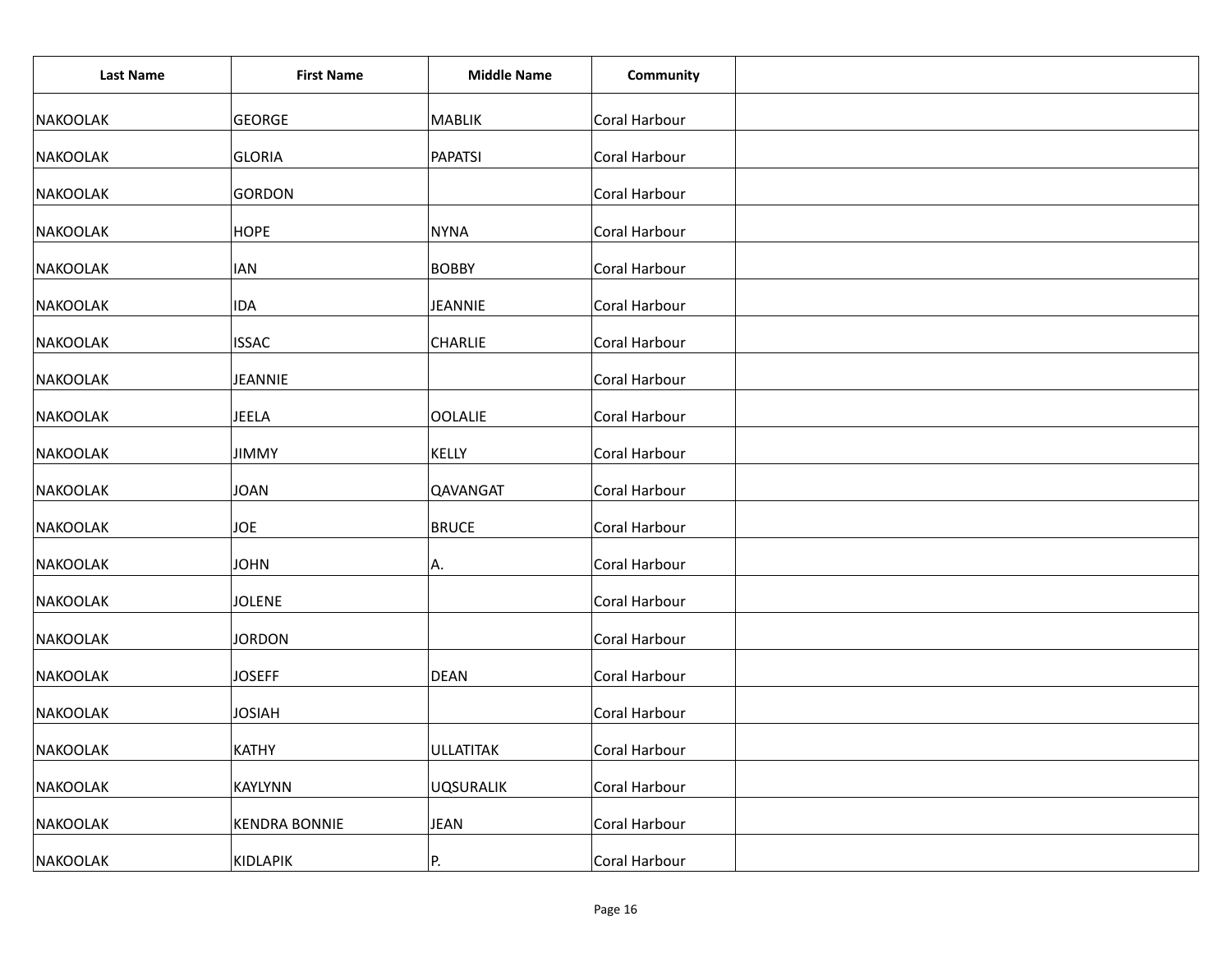| Last Name | First Name | Middle Name | Community | |
|---|---|---|---|---|
| NAKOOLAK | GEORGE | MABLIK | Coral Harbour | |
| NAKOOLAK | GLORIA | PAPATSI | Coral Harbour | |
| NAKOOLAK | GORDON | | Coral Harbour | |
| NAKOOLAK | HOPE | NYNA | Coral Harbour | |
| NAKOOLAK | IAN | BOBBY | Coral Harbour | |
| NAKOOLAK | IDA | JEANNIE | Coral Harbour | |
| NAKOOLAK | ISSAC | CHARLIE | Coral Harbour | |
| NAKOOLAK | JEANNIE | | Coral Harbour | |
| NAKOOLAK | JEELA | OOLALIE | Coral Harbour | |
| NAKOOLAK | JIMMY | KELLY | Coral Harbour | |
| NAKOOLAK | JOAN | QAVANGAT | Coral Harbour | |
| NAKOOLAK | JOE | BRUCE | Coral Harbour | |
| NAKOOLAK | JOHN | A. | Coral Harbour | |
| NAKOOLAK | JOLENE | | Coral Harbour | |
| NAKOOLAK | JORDON | | Coral Harbour | |
| NAKOOLAK | JOSEFF | DEAN | Coral Harbour | |
| NAKOOLAK | JOSIAH | | Coral Harbour | |
| NAKOOLAK | KATHY | ULLATITAK | Coral Harbour | |
| NAKOOLAK | KAYLYNN | UQSURALIK | Coral Harbour | |
| NAKOOLAK | KENDRA BONNIE | JEAN | Coral Harbour | |
| NAKOOLAK | KIDLAPIK | P. | Coral Harbour | |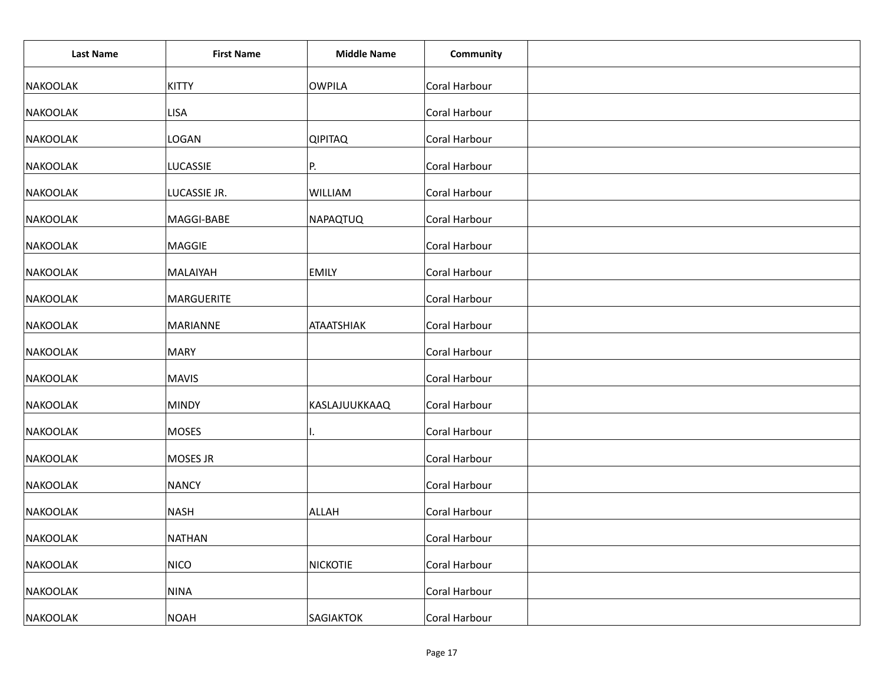| Last Name | First Name | Middle Name | Community | |
|---|---|---|---|---|
| NAKOOLAK | KITTY | OWPILA | Coral Harbour | |
| NAKOOLAK | LISA | | Coral Harbour | |
| NAKOOLAK | LOGAN | QIPITAQ | Coral Harbour | |
| NAKOOLAK | LUCASSIE | P. | Coral Harbour | |
| NAKOOLAK | LUCASSIE JR. | WILLIAM | Coral Harbour | |
| NAKOOLAK | MAGGI-BABE | NAPAQTUQ | Coral Harbour | |
| NAKOOLAK | MAGGIE | | Coral Harbour | |
| NAKOOLAK | MALAIYAH | EMILY | Coral Harbour | |
| NAKOOLAK | MARGUERITE | | Coral Harbour | |
| NAKOOLAK | MARIANNE | ATAATSHIAK | Coral Harbour | |
| NAKOOLAK | MARY | | Coral Harbour | |
| NAKOOLAK | MAVIS | | Coral Harbour | |
| NAKOOLAK | MINDY | KASLAJUUKKAAQ | Coral Harbour | |
| NAKOOLAK | MOSES | I. | Coral Harbour | |
| NAKOOLAK | MOSES JR | | Coral Harbour | |
| NAKOOLAK | NANCY | | Coral Harbour | |
| NAKOOLAK | NASH | ALLAH | Coral Harbour | |
| NAKOOLAK | NATHAN | | Coral Harbour | |
| NAKOOLAK | NICO | NICKOTIE | Coral Harbour | |
| NAKOOLAK | NINA | | Coral Harbour | |
| NAKOOLAK | NOAH | SAGIAKTOK | Coral Harbour | |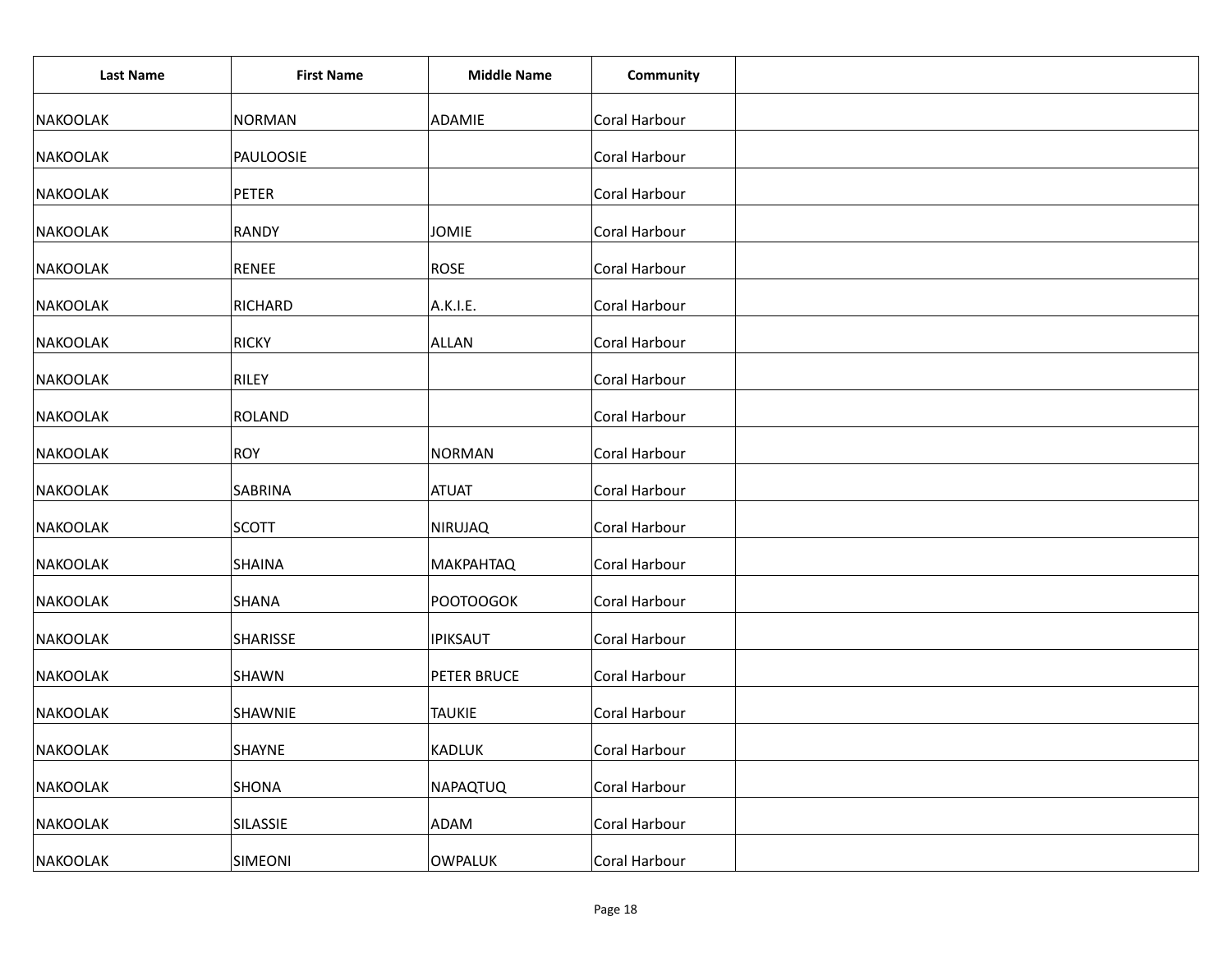| Last Name | First Name | Middle Name | Community | |
|---|---|---|---|---|
| NAKOOLAK | NORMAN | ADAMIE | Coral Harbour | |
| NAKOOLAK | PAULOOSIE | | Coral Harbour | |
| NAKOOLAK | PETER | | Coral Harbour | |
| NAKOOLAK | RANDY | JOMIE | Coral Harbour | |
| NAKOOLAK | RENEE | ROSE | Coral Harbour | |
| NAKOOLAK | RICHARD | A.K.I.E. | Coral Harbour | |
| NAKOOLAK | RICKY | ALLAN | Coral Harbour | |
| NAKOOLAK | RILEY | | Coral Harbour | |
| NAKOOLAK | ROLAND | | Coral Harbour | |
| NAKOOLAK | ROY | NORMAN | Coral Harbour | |
| NAKOOLAK | SABRINA | ATUAT | Coral Harbour | |
| NAKOOLAK | SCOTT | NIRUJAQ | Coral Harbour | |
| NAKOOLAK | SHAINA | MAKPAHTAQ | Coral Harbour | |
| NAKOOLAK | SHANA | POOTOOGOK | Coral Harbour | |
| NAKOOLAK | SHARISSE | IPIKSAUT | Coral Harbour | |
| NAKOOLAK | SHAWN | PETER BRUCE | Coral Harbour | |
| NAKOOLAK | SHAWNIE | TAUKIE | Coral Harbour | |
| NAKOOLAK | SHAYNE | KADLUK | Coral Harbour | |
| NAKOOLAK | SHONA | NAPAQTUQ | Coral Harbour | |
| NAKOOLAK | SILASSIE | ADAM | Coral Harbour | |
| NAKOOLAK | SIMEONI | OWPALUK | Coral Harbour | |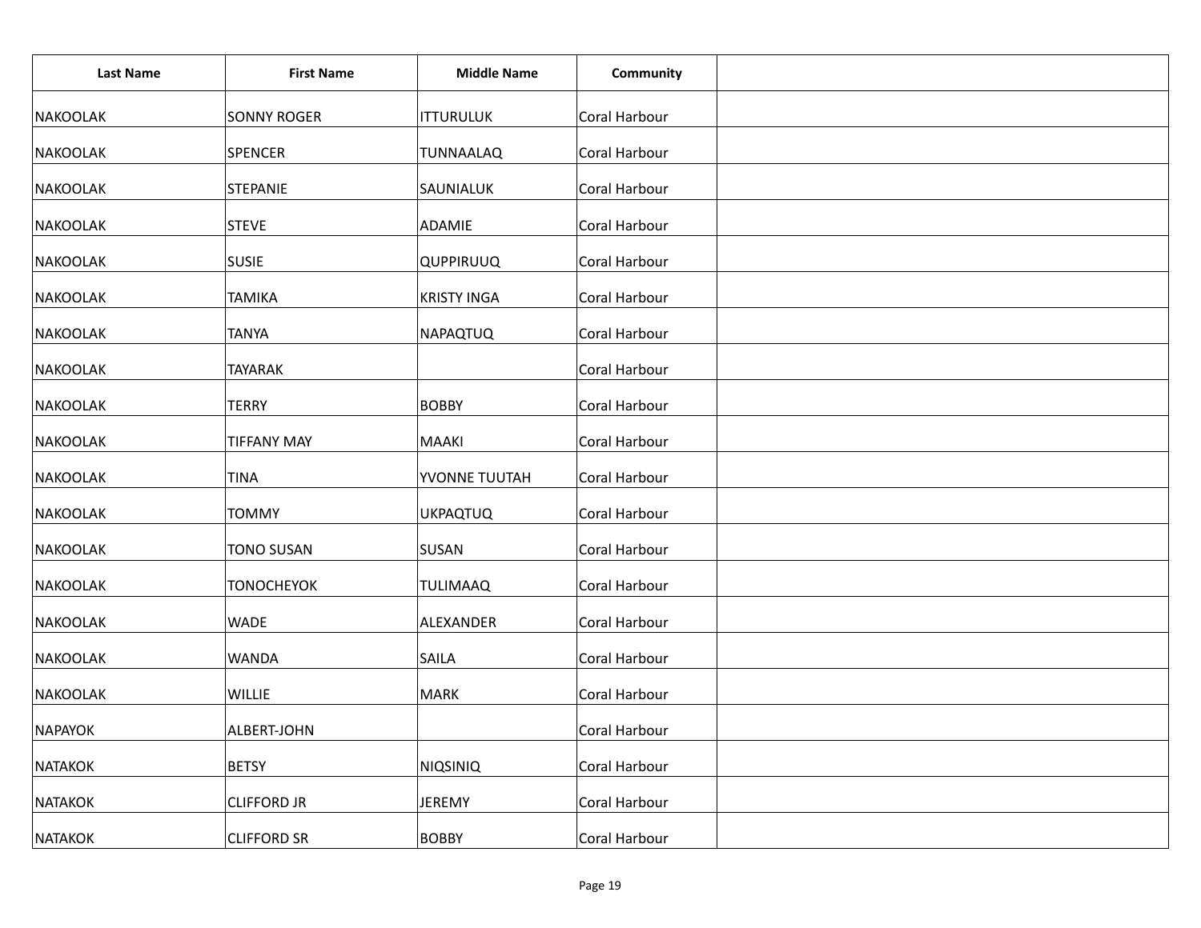| Last Name | First Name | Middle Name | Community | |
|---|---|---|---|---|
| NAKOOLAK | SONNY ROGER | ITTURULUK | Coral Harbour | |
| NAKOOLAK | SPENCER | TUNNAALAQ | Coral Harbour | |
| NAKOOLAK | STEPANIE | SAUNIALUK | Coral Harbour | |
| NAKOOLAK | STEVE | ADAMIE | Coral Harbour | |
| NAKOOLAK | SUSIE | QUPPIRUUQ | Coral Harbour | |
| NAKOOLAK | TAMIKA | KRISTY INGA | Coral Harbour | |
| NAKOOLAK | TANYA | NAPAQTUQ | Coral Harbour | |
| NAKOOLAK | TAYARAK | | Coral Harbour | |
| NAKOOLAK | TERRY | BOBBY | Coral Harbour | |
| NAKOOLAK | TIFFANY MAY | MAAKI | Coral Harbour | |
| NAKOOLAK | TINA | YVONNE TUUTAH | Coral Harbour | |
| NAKOOLAK | TOMMY | UKPAQTUQ | Coral Harbour | |
| NAKOOLAK | TONO SUSAN | SUSAN | Coral Harbour | |
| NAKOOLAK | TONOCHEYOK | TULIMAAQ | Coral Harbour | |
| NAKOOLAK | WADE | ALEXANDER | Coral Harbour | |
| NAKOOLAK | WANDA | SAILA | Coral Harbour | |
| NAKOOLAK | WILLIE | MARK | Coral Harbour | |
| NAPAYOK | ALBERT-JOHN | | Coral Harbour | |
| NATAKOK | BETSY | NIQSINIQ | Coral Harbour | |
| NATAKOK | CLIFFORD JR | JEREMY | Coral Harbour | |
| NATAKOK | CLIFFORD SR | BOBBY | Coral Harbour | |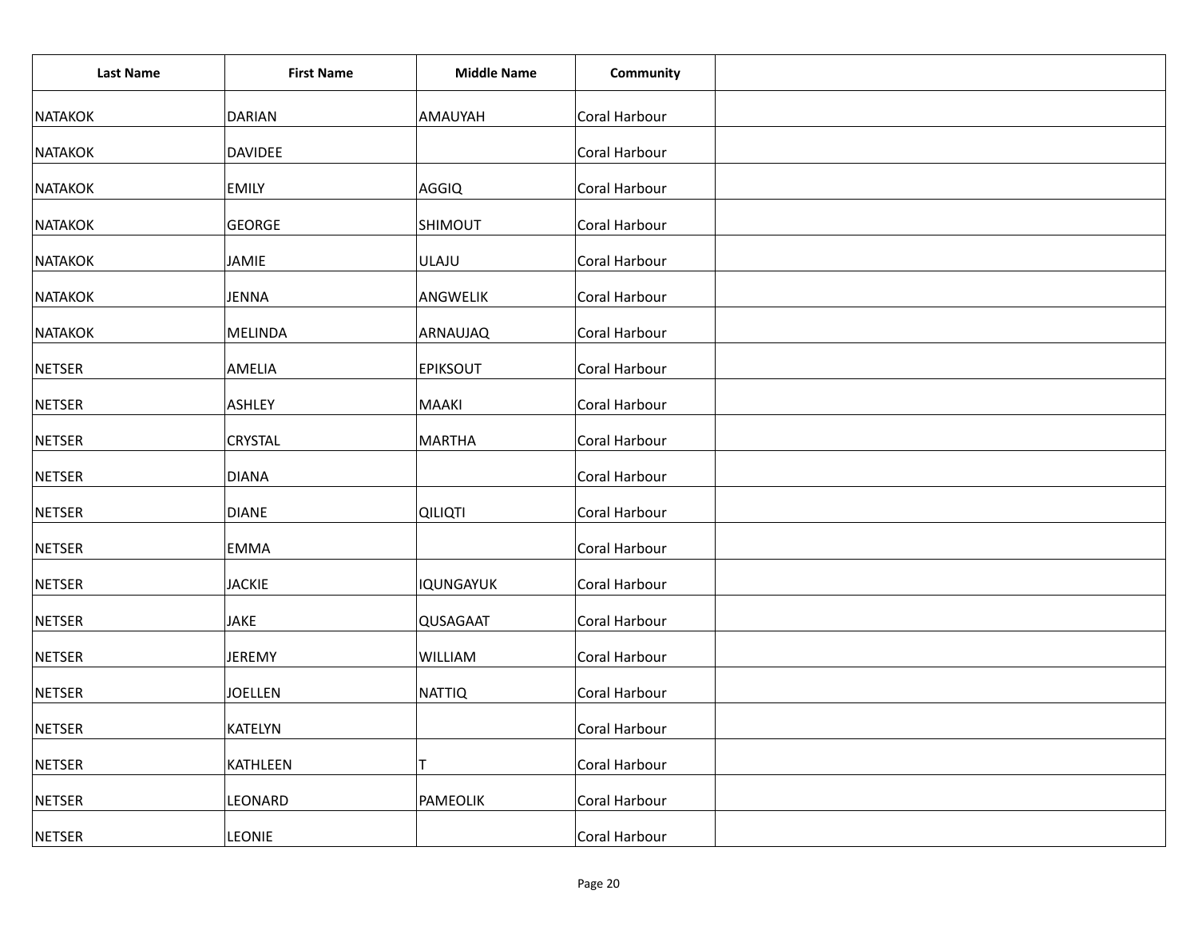| Last Name | First Name | Middle Name | Community | |
|---|---|---|---|---|
| NATAKOK | DARIAN | AMAUYAH | Coral Harbour | |
| NATAKOK | DAVIDEE | | Coral Harbour | |
| NATAKOK | EMILY | AGGIQ | Coral Harbour | |
| NATAKOK | GEORGE | SHIMOUT | Coral Harbour | |
| NATAKOK | JAMIE | ULAJU | Coral Harbour | |
| NATAKOK | JENNA | ANGWELIK | Coral Harbour | |
| NATAKOK | MELINDA | ARNAUJAQ | Coral Harbour | |
| NETSER | AMELIA | EPIKSOUT | Coral Harbour | |
| NETSER | ASHLEY | MAAKI | Coral Harbour | |
| NETSER | CRYSTAL | MARTHA | Coral Harbour | |
| NETSER | DIANA | | Coral Harbour | |
| NETSER | DIANE | QILIQTI | Coral Harbour | |
| NETSER | EMMA | | Coral Harbour | |
| NETSER | JACKIE | IQUNGAYUK | Coral Harbour | |
| NETSER | JAKE | QUSAGAAT | Coral Harbour | |
| NETSER | JEREMY | WILLIAM | Coral Harbour | |
| NETSER | JOELLEN | NATTIQ | Coral Harbour | |
| NETSER | KATELYN | | Coral Harbour | |
| NETSER | KATHLEEN | T | Coral Harbour | |
| NETSER | LEONARD | PAMEOLIK | Coral Harbour | |
| NETSER | LEONIE | | Coral Harbour | |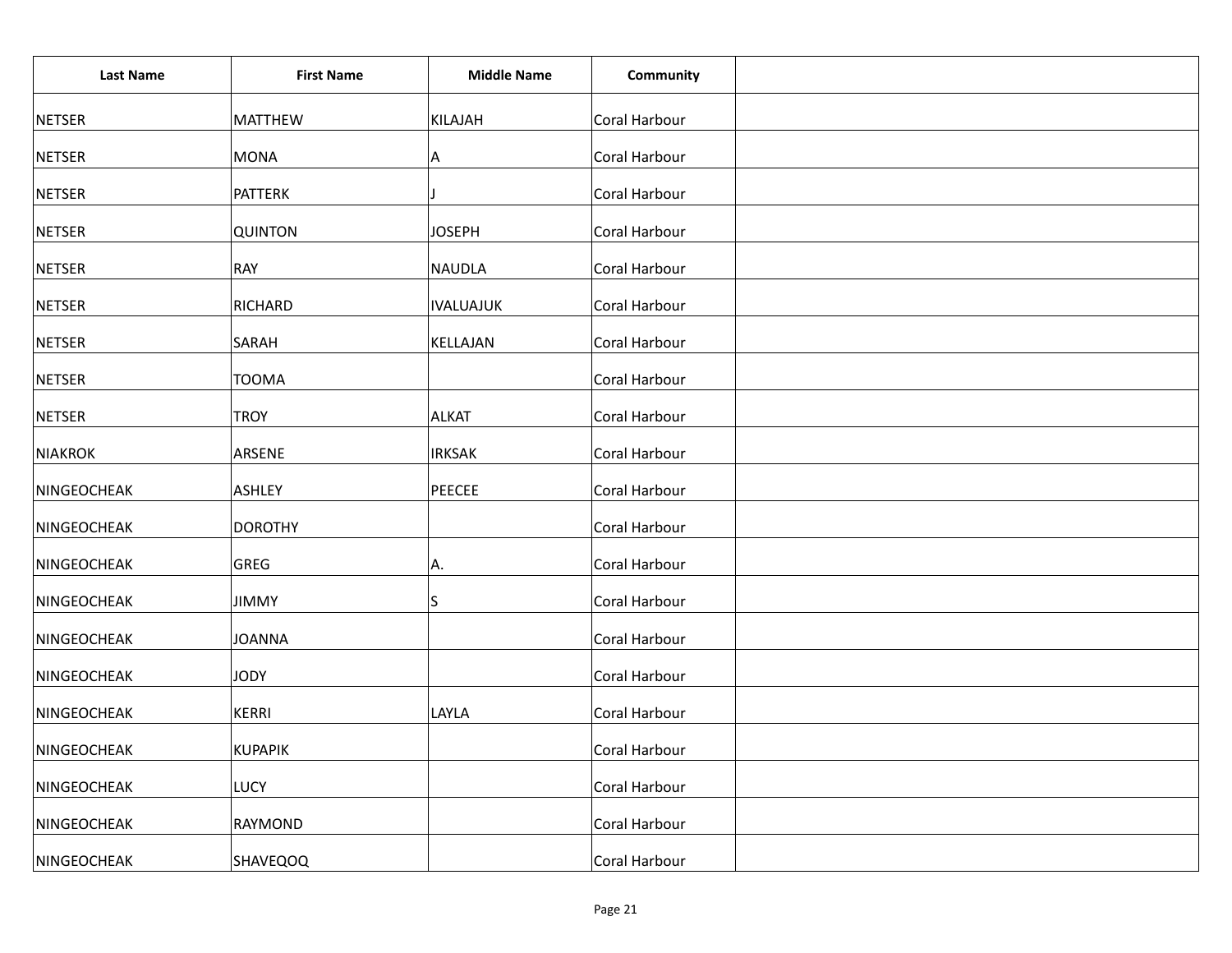| Last Name | First Name | Middle Name | Community | |
|---|---|---|---|---|
| NETSER | MATTHEW | KILAJAH | Coral Harbour | |
| NETSER | MONA | A | Coral Harbour | |
| NETSER | PATTERK | J | Coral Harbour | |
| NETSER | QUINTON | JOSEPH | Coral Harbour | |
| NETSER | RAY | NAUDLA | Coral Harbour | |
| NETSER | RICHARD | IVALUAJUK | Coral Harbour | |
| NETSER | SARAH | KELLAJAN | Coral Harbour | |
| NETSER | TOOMA | | Coral Harbour | |
| NETSER | TROY | ALKAT | Coral Harbour | |
| NIAKROK | ARSENE | IRKSAK | Coral Harbour | |
| NINGEOCHEAK | ASHLEY | PEECEE | Coral Harbour | |
| NINGEOCHEAK | DOROTHY | | Coral Harbour | |
| NINGEOCHEAK | GREG | A. | Coral Harbour | |
| NINGEOCHEAK | JIMMY | S | Coral Harbour | |
| NINGEOCHEAK | JOANNA | | Coral Harbour | |
| NINGEOCHEAK | JODY | | Coral Harbour | |
| NINGEOCHEAK | KERRI | LAYLA | Coral Harbour | |
| NINGEOCHEAK | KUPAPIK | | Coral Harbour | |
| NINGEOCHEAK | LUCY | | Coral Harbour | |
| NINGEOCHEAK | RAYMOND | | Coral Harbour | |
| NINGEOCHEAK | SHAVEQOQ | | Coral Harbour | |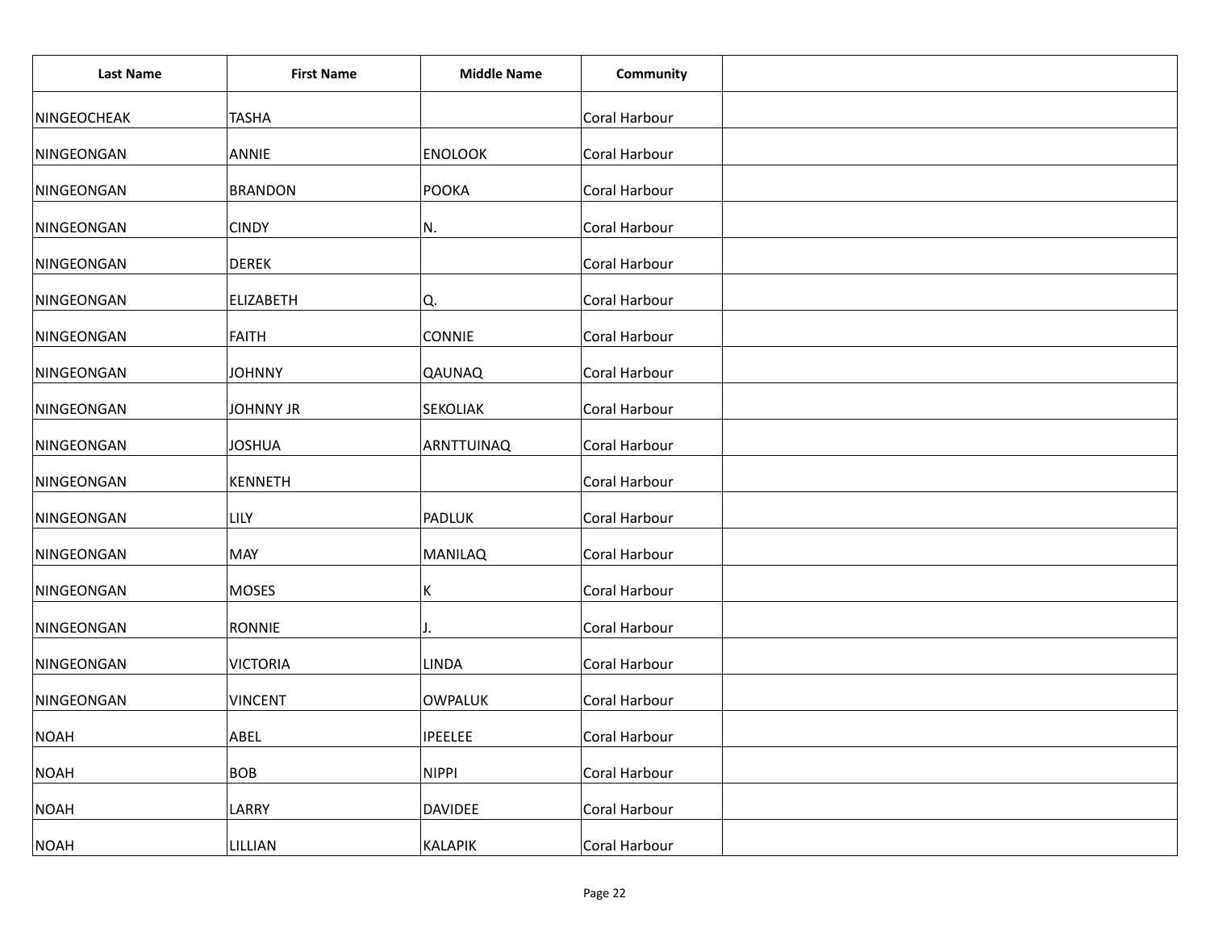| Last Name | First Name | Middle Name | Community | |
|---|---|---|---|---|
| NINGEOCHEAK | TASHA | | Coral Harbour | |
| NINGEONGAN | ANNIE | ENOLOOK | Coral Harbour | |
| NINGEONGAN | BRANDON | POOKA | Coral Harbour | |
| NINGEONGAN | CINDY | N. | Coral Harbour | |
| NINGEONGAN | DEREK | | Coral Harbour | |
| NINGEONGAN | ELIZABETH | Q. | Coral Harbour | |
| NINGEONGAN | FAITH | CONNIE | Coral Harbour | |
| NINGEONGAN | JOHNNY | QAUNAQ | Coral Harbour | |
| NINGEONGAN | JOHNNY JR | SEKOLIAK | Coral Harbour | |
| NINGEONGAN | JOSHUA | ARNTTUINAQ | Coral Harbour | |
| NINGEONGAN | KENNETH | | Coral Harbour | |
| NINGEONGAN | LILY | PADLUK | Coral Harbour | |
| NINGEONGAN | MAY | MANILAQ | Coral Harbour | |
| NINGEONGAN | MOSES | K | Coral Harbour | |
| NINGEONGAN | RONNIE | J. | Coral Harbour | |
| NINGEONGAN | VICTORIA | LINDA | Coral Harbour | |
| NINGEONGAN | VINCENT | OWPALUK | Coral Harbour | |
| NOAH | ABEL | IPEELEE | Coral Harbour | |
| NOAH | BOB | NIPPI | Coral Harbour | |
| NOAH | LARRY | DAVIDEE | Coral Harbour | |
| NOAH | LILLIAN | KALAPIK | Coral Harbour | |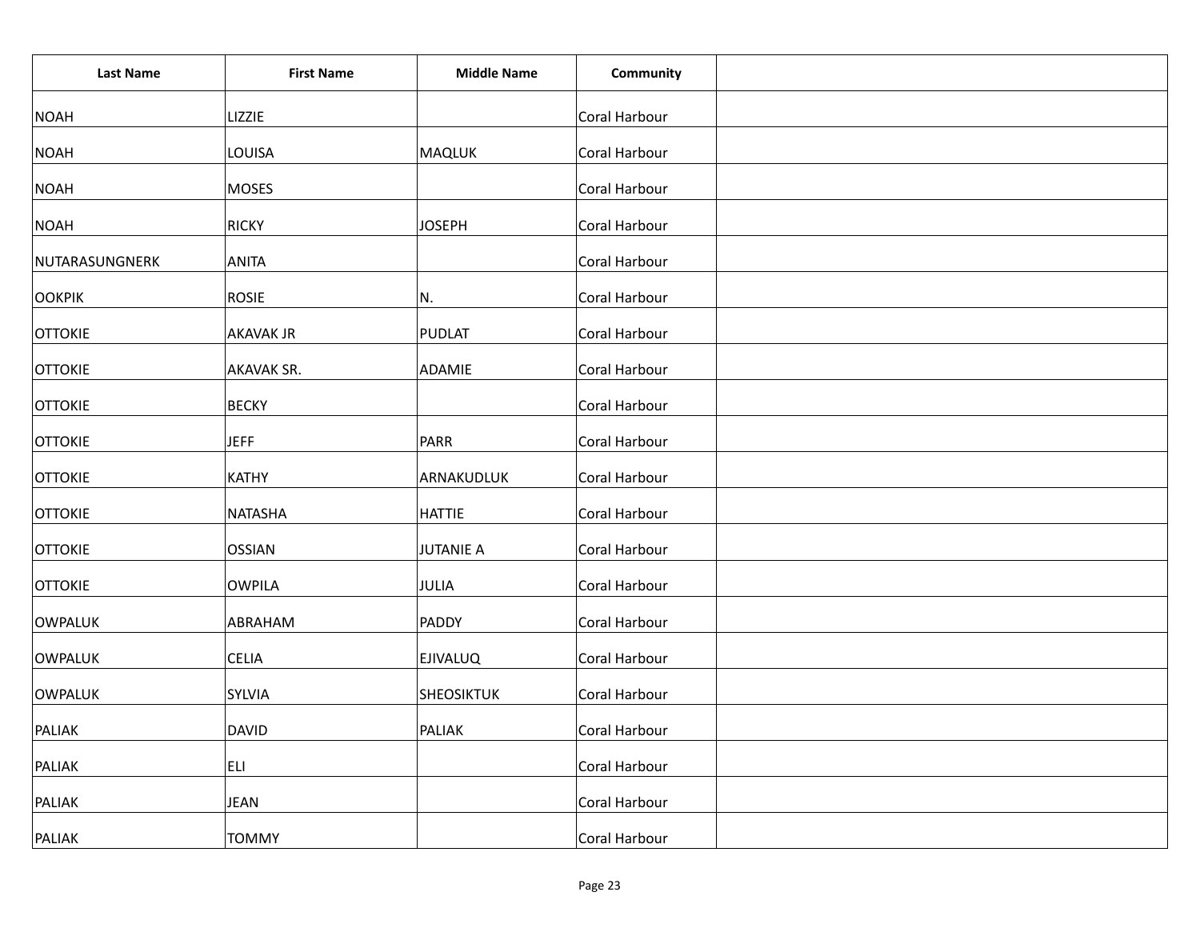| Last Name | First Name | Middle Name | Community | |
|---|---|---|---|---|
| NOAH | LIZZIE | | Coral Harbour | |
| NOAH | LOUISA | MAQLUK | Coral Harbour | |
| NOAH | MOSES | | Coral Harbour | |
| NOAH | RICKY | JOSEPH | Coral Harbour | |
| NUTARASUNGNERK | ANITA | | Coral Harbour | |
| OOKPIK | ROSIE | N. | Coral Harbour | |
| OTTOKIE | AKAVAK JR | PUDLAT | Coral Harbour | |
| OTTOKIE | AKAVAK SR. | ADAMIE | Coral Harbour | |
| OTTOKIE | BECKY | | Coral Harbour | |
| OTTOKIE | JEFF | PARR | Coral Harbour | |
| OTTOKIE | KATHY | ARNAKUDLUK | Coral Harbour | |
| OTTOKIE | NATASHA | HATTIE | Coral Harbour | |
| OTTOKIE | OSSIAN | JUTANIE A | Coral Harbour | |
| OTTOKIE | OWPILA | JULIA | Coral Harbour | |
| OWPALUK | ABRAHAM | PADDY | Coral Harbour | |
| OWPALUK | CELIA | EJIVALUQ | Coral Harbour | |
| OWPALUK | SYLVIA | SHEOSIKTUK | Coral Harbour | |
| PALIAK | DAVID | PALIAK | Coral Harbour | |
| PALIAK | ELI | | Coral Harbour | |
| PALIAK | JEAN | | Coral Harbour | |
| PALIAK | TOMMY | | Coral Harbour | |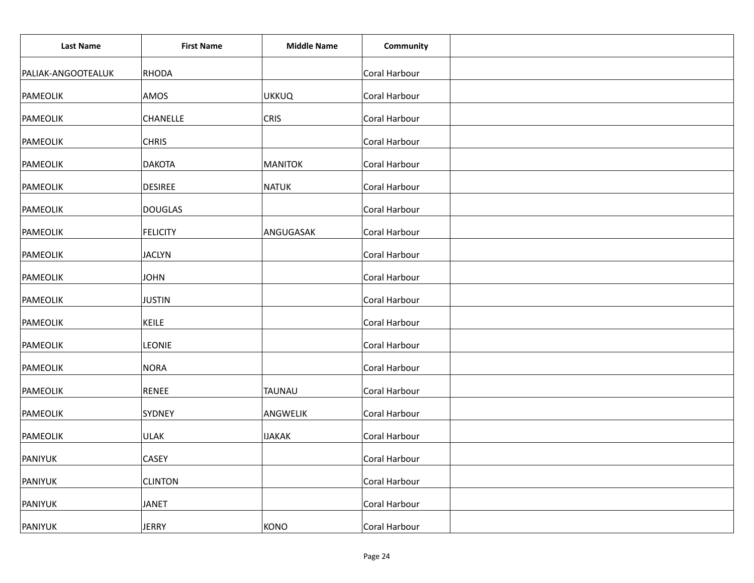| Last Name | First Name | Middle Name | Community | |
|---|---|---|---|---|
| PALIAK-ANGOOTEALUK | RHODA | | Coral Harbour | |
| PAMEOLIK | AMOS | UKKUQ | Coral Harbour | |
| PAMEOLIK | CHANELLE | CRIS | Coral Harbour | |
| PAMEOLIK | CHRIS | | Coral Harbour | |
| PAMEOLIK | DAKOTA | MANITOK | Coral Harbour | |
| PAMEOLIK | DESIREE | NATUK | Coral Harbour | |
| PAMEOLIK | DOUGLAS | | Coral Harbour | |
| PAMEOLIK | FELICITY | ANGUGASAK | Coral Harbour | |
| PAMEOLIK | JACLYN | | Coral Harbour | |
| PAMEOLIK | JOHN | | Coral Harbour | |
| PAMEOLIK | JUSTIN | | Coral Harbour | |
| PAMEOLIK | KEILE | | Coral Harbour | |
| PAMEOLIK | LEONIE | | Coral Harbour | |
| PAMEOLIK | NORA | | Coral Harbour | |
| PAMEOLIK | RENEE | TAUNAU | Coral Harbour | |
| PAMEOLIK | SYDNEY | ANGWELIK | Coral Harbour | |
| PAMEOLIK | ULAK | IJAKAK | Coral Harbour | |
| PANIYUK | CASEY | | Coral Harbour | |
| PANIYUK | CLINTON | | Coral Harbour | |
| PANIYUK | JANET | | Coral Harbour | |
| PANIYUK | JERRY | KONO | Coral Harbour | |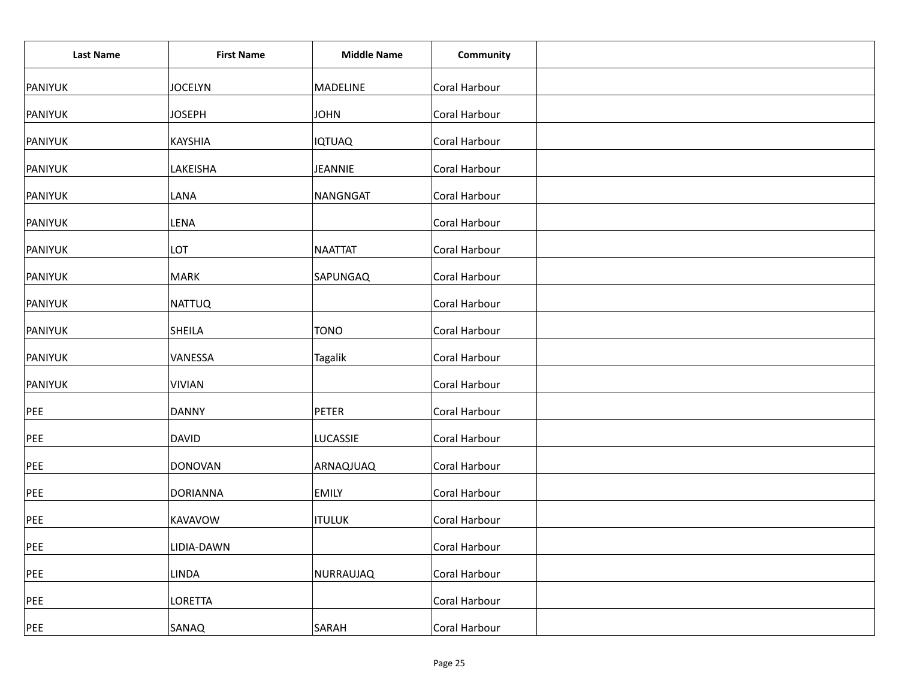| Last Name | First Name | Middle Name | Community | |
|---|---|---|---|---|
| PANIYUK | JOCELYN | MADELINE | Coral Harbour | |
| PANIYUK | JOSEPH | JOHN | Coral Harbour | |
| PANIYUK | KAYSHIA | IQTUAQ | Coral Harbour | |
| PANIYUK | LAKEISHA | JEANNIE | Coral Harbour | |
| PANIYUK | LANA | NANGNGAT | Coral Harbour | |
| PANIYUK | LENA | | Coral Harbour | |
| PANIYUK | LOT | NAATTAT | Coral Harbour | |
| PANIYUK | MARK | SAPUNGAQ | Coral Harbour | |
| PANIYUK | NATTUQ | | Coral Harbour | |
| PANIYUK | SHEILA | TONO | Coral Harbour | |
| PANIYUK | VANESSA | Tagalik | Coral Harbour | |
| PANIYUK | VIVIAN | | Coral Harbour | |
| PEE | DANNY | PETER | Coral Harbour | |
| PEE | DAVID | LUCASSIE | Coral Harbour | |
| PEE | DONOVAN | ARNAQJUAQ | Coral Harbour | |
| PEE | DORIANNA | EMILY | Coral Harbour | |
| PEE | KAVAVOW | ITULUK | Coral Harbour | |
| PEE | LIDIA-DAWN | | Coral Harbour | |
| PEE | LINDA | NURRAUJAQ | Coral Harbour | |
| PEE | LORETTA | | Coral Harbour | |
| PEE | SANAQ | SARAH | Coral Harbour | |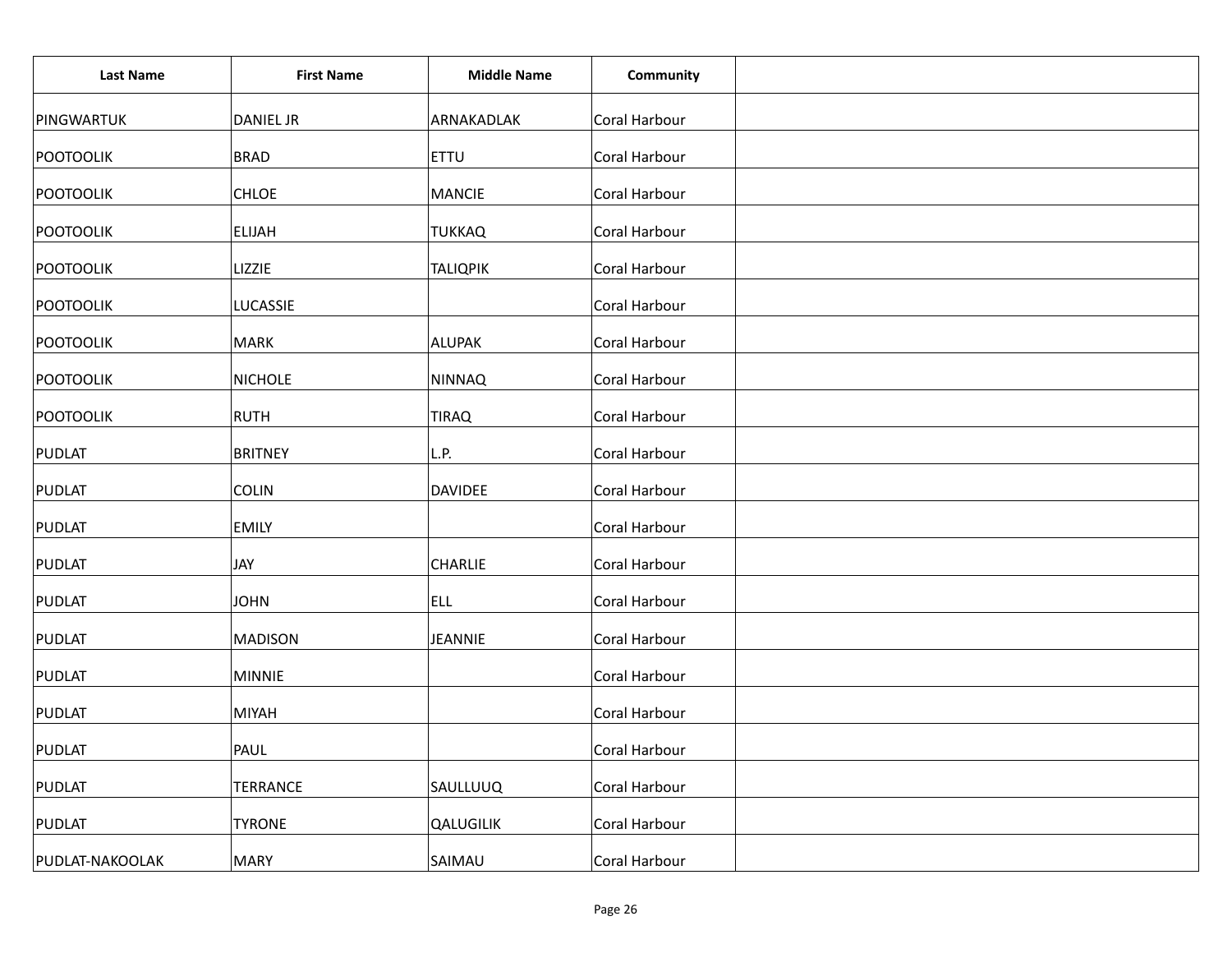| Last Name | First Name | Middle Name | Community | |
|---|---|---|---|---|
| PINGWARTUK | DANIEL JR | ARNAKADLAK | Coral Harbour | |
| POOTOOLIK | BRAD | ETTU | Coral Harbour | |
| POOTOOLIK | CHLOE | MANCIE | Coral Harbour | |
| POOTOOLIK | ELIJAH | TUKKAQ | Coral Harbour | |
| POOTOOLIK | LIZZIE | TALIQPIK | Coral Harbour | |
| POOTOOLIK | LUCASSIE | | Coral Harbour | |
| POOTOOLIK | MARK | ALUPAK | Coral Harbour | |
| POOTOOLIK | NICHOLE | NINNAQ | Coral Harbour | |
| POOTOOLIK | RUTH | TIRAQ | Coral Harbour | |
| PUDLAT | BRITNEY | L.P. | Coral Harbour | |
| PUDLAT | COLIN | DAVIDEE | Coral Harbour | |
| PUDLAT | EMILY | | Coral Harbour | |
| PUDLAT | JAY | CHARLIE | Coral Harbour | |
| PUDLAT | JOHN | ELL | Coral Harbour | |
| PUDLAT | MADISON | JEANNIE | Coral Harbour | |
| PUDLAT | MINNIE | | Coral Harbour | |
| PUDLAT | MIYAH | | Coral Harbour | |
| PUDLAT | PAUL | | Coral Harbour | |
| PUDLAT | TERRANCE | SAULLUUQ | Coral Harbour | |
| PUDLAT | TYRONE | QALUGILIK | Coral Harbour | |
| PUDLAT-NAKOOLAK | MARY | SAIMAU | Coral Harbour | |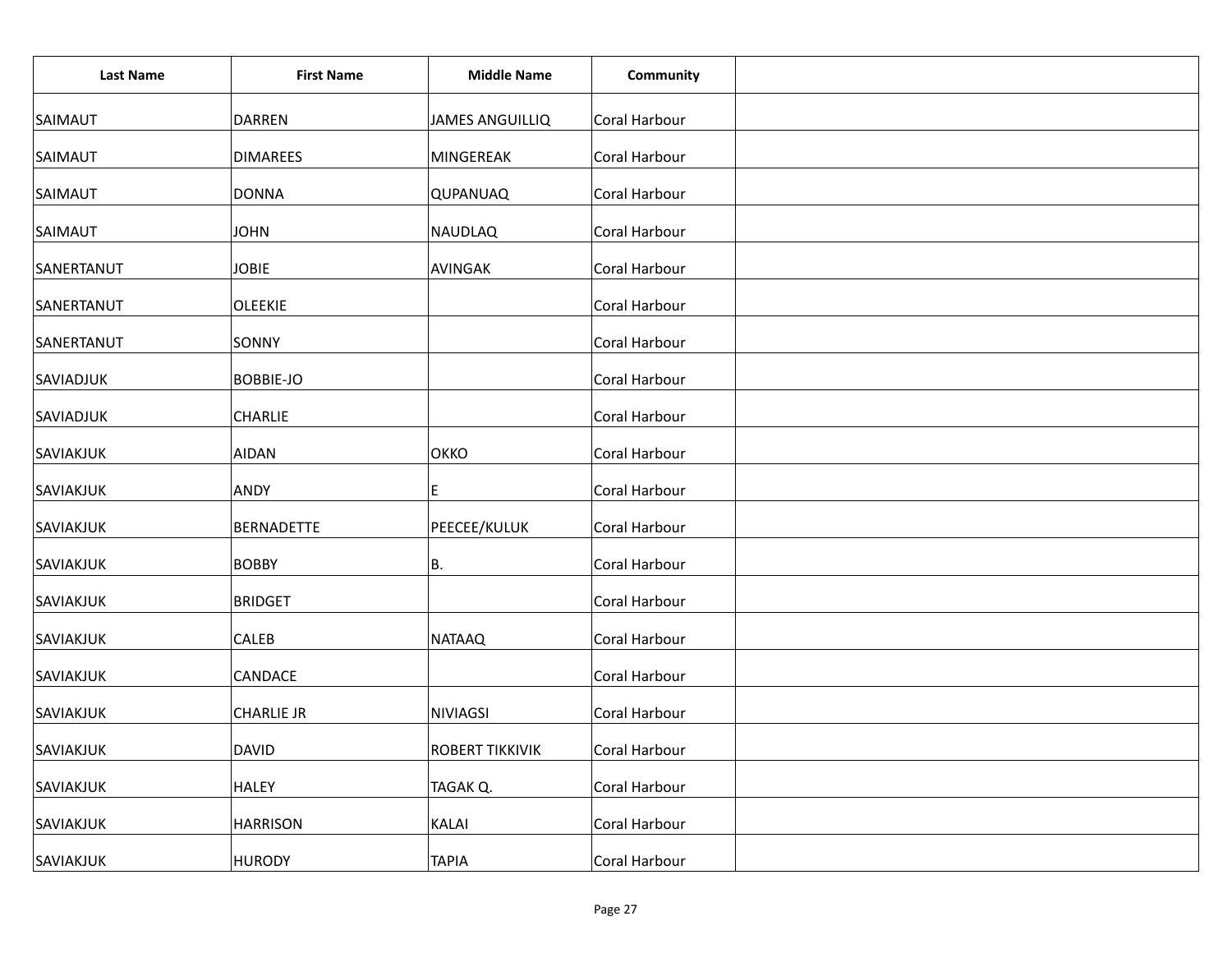| Last Name | First Name | Middle Name | Community | |
|---|---|---|---|---|
| SAIMAUT | DARREN | JAMES ANGUILLIQ | Coral Harbour | |
| SAIMAUT | DIMAREES | MINGEREAK | Coral Harbour | |
| SAIMAUT | DONNA | QUPANUAQ | Coral Harbour | |
| SAIMAUT | JOHN | NAUDLAQ | Coral Harbour | |
| SANERTANUT | JOBIE | AVINGAK | Coral Harbour | |
| SANERTANUT | OLEEKIE | | Coral Harbour | |
| SANERTANUT | SONNY | | Coral Harbour | |
| SAVIADJUK | BOBBIE-JO | | Coral Harbour | |
| SAVIADJUK | CHARLIE | | Coral Harbour | |
| SAVIAKJUK | AIDAN | OKKO | Coral Harbour | |
| SAVIAKJUK | ANDY | E | Coral Harbour | |
| SAVIAKJUK | BERNADETTE | PEECEE/KULUK | Coral Harbour | |
| SAVIAKJUK | BOBBY | B. | Coral Harbour | |
| SAVIAKJUK | BRIDGET | | Coral Harbour | |
| SAVIAKJUK | CALEB | NATAAQ | Coral Harbour | |
| SAVIAKJUK | CANDACE | | Coral Harbour | |
| SAVIAKJUK | CHARLIE JR | NIVIAGSI | Coral Harbour | |
| SAVIAKJUK | DAVID | ROBERT TIKKIVIK | Coral Harbour | |
| SAVIAKJUK | HALEY | TAGAK Q. | Coral Harbour | |
| SAVIAKJUK | HARRISON | KALAI | Coral Harbour | |
| SAVIAKJUK | HURODY | TAPIA | Coral Harbour | |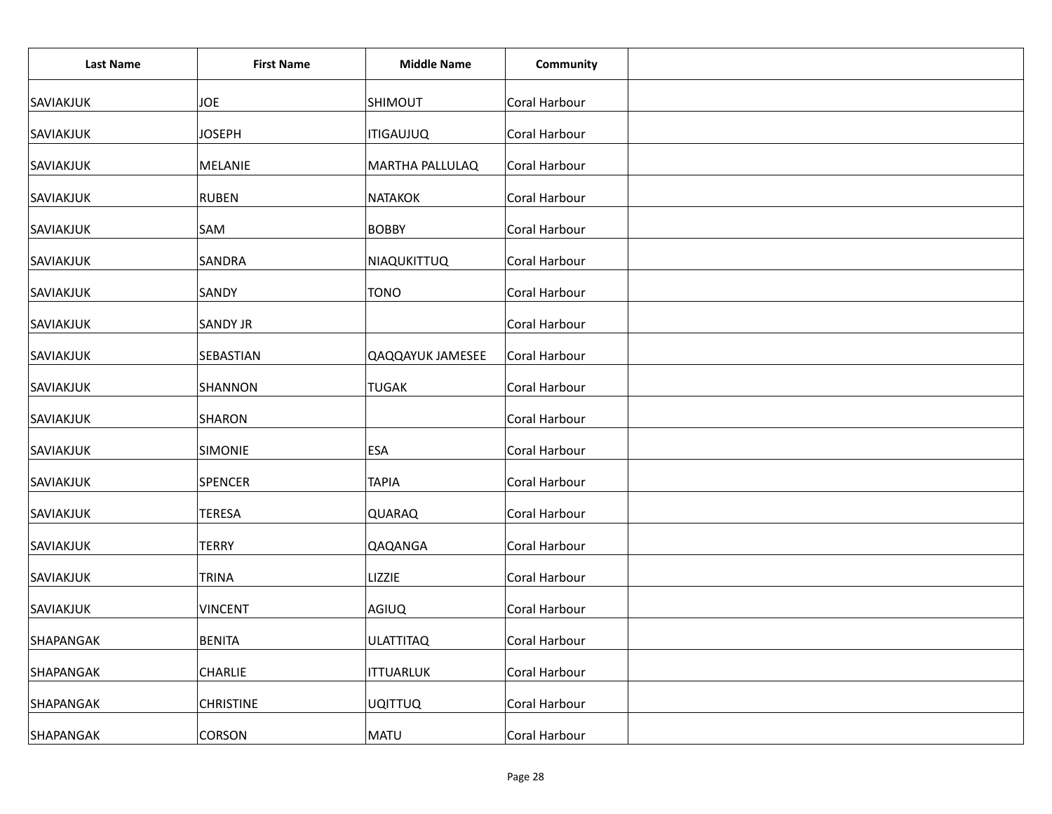| Last Name | First Name | Middle Name | Community | |
|---|---|---|---|---|
| SAVIAKJUK | JOE | SHIMOUT | Coral Harbour | |
| SAVIAKJUK | JOSEPH | ITIGAUJUQ | Coral Harbour | |
| SAVIAKJUK | MELANIE | MARTHA PALLULAQ | Coral Harbour | |
| SAVIAKJUK | RUBEN | NATAKOK | Coral Harbour | |
| SAVIAKJUK | SAM | BOBBY | Coral Harbour | |
| SAVIAKJUK | SANDRA | NIAQUKITTUQ | Coral Harbour | |
| SAVIAKJUK | SANDY | TONO | Coral Harbour | |
| SAVIAKJUK | SANDY JR | | Coral Harbour | |
| SAVIAKJUK | SEBASTIAN | QAQQAYUK JAMESEE | Coral Harbour | |
| SAVIAKJUK | SHANNON | TUGAK | Coral Harbour | |
| SAVIAKJUK | SHARON | | Coral Harbour | |
| SAVIAKJUK | SIMONIE | ESA | Coral Harbour | |
| SAVIAKJUK | SPENCER | TAPIA | Coral Harbour | |
| SAVIAKJUK | TERESA | QUARAQ | Coral Harbour | |
| SAVIAKJUK | TERRY | QAQANGA | Coral Harbour | |
| SAVIAKJUK | TRINA | LIZZIE | Coral Harbour | |
| SAVIAKJUK | VINCENT | AGIUQ | Coral Harbour | |
| SHAPANGAK | BENITA | ULATTITAQ | Coral Harbour | |
| SHAPANGAK | CHARLIE | ITTUARLUK | Coral Harbour | |
| SHAPANGAK | CHRISTINE | UQITTUQ | Coral Harbour | |
| SHAPANGAK | CORSON | MATU | Coral Harbour | |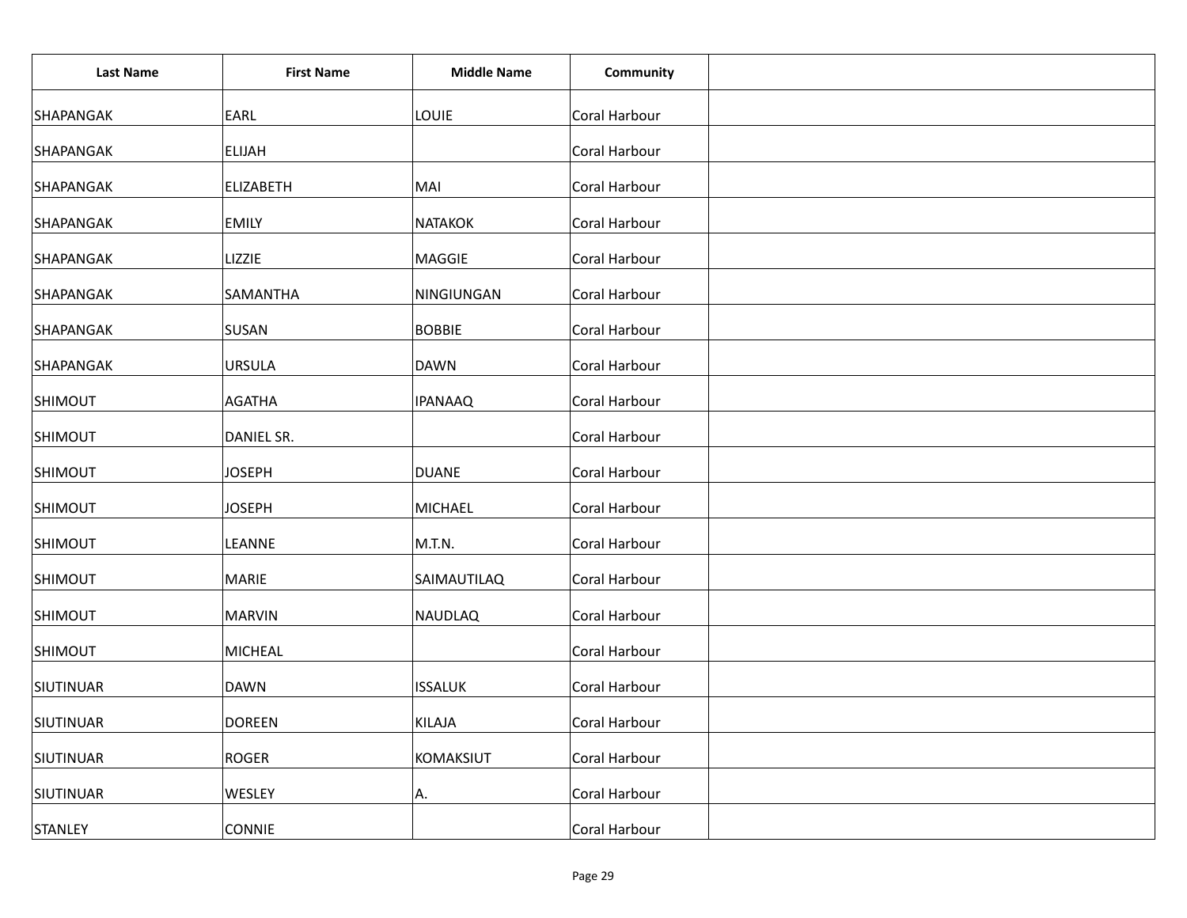| Last Name | First Name | Middle Name | Community | |
|---|---|---|---|---|
| SHAPANGAK | EARL | LOUIE | Coral Harbour | |
| SHAPANGAK | ELIJAH | | Coral Harbour | |
| SHAPANGAK | ELIZABETH | MAI | Coral Harbour | |
| SHAPANGAK | EMILY | NATAKOK | Coral Harbour | |
| SHAPANGAK | LIZZIE | MAGGIE | Coral Harbour | |
| SHAPANGAK | SAMANTHA | NINGIUNGAN | Coral Harbour | |
| SHAPANGAK | SUSAN | BOBBIE | Coral Harbour | |
| SHAPANGAK | URSULA | DAWN | Coral Harbour | |
| SHIMOUT | AGATHA | IPANAAQ | Coral Harbour | |
| SHIMOUT | DANIEL SR. | | Coral Harbour | |
| SHIMOUT | JOSEPH | DUANE | Coral Harbour | |
| SHIMOUT | JOSEPH | MICHAEL | Coral Harbour | |
| SHIMOUT | LEANNE | M.T.N. | Coral Harbour | |
| SHIMOUT | MARIE | SAIMAUTILAQ | Coral Harbour | |
| SHIMOUT | MARVIN | NAUDLAQ | Coral Harbour | |
| SHIMOUT | MICHEAL | | Coral Harbour | |
| SIUTINUAR | DAWN | ISSALUK | Coral Harbour | |
| SIUTINUAR | DOREEN | KILAJA | Coral Harbour | |
| SIUTINUAR | ROGER | KOMAKSIUT | Coral Harbour | |
| SIUTINUAR | WESLEY | A. | Coral Harbour | |
| STANLEY | CONNIE | | Coral Harbour | |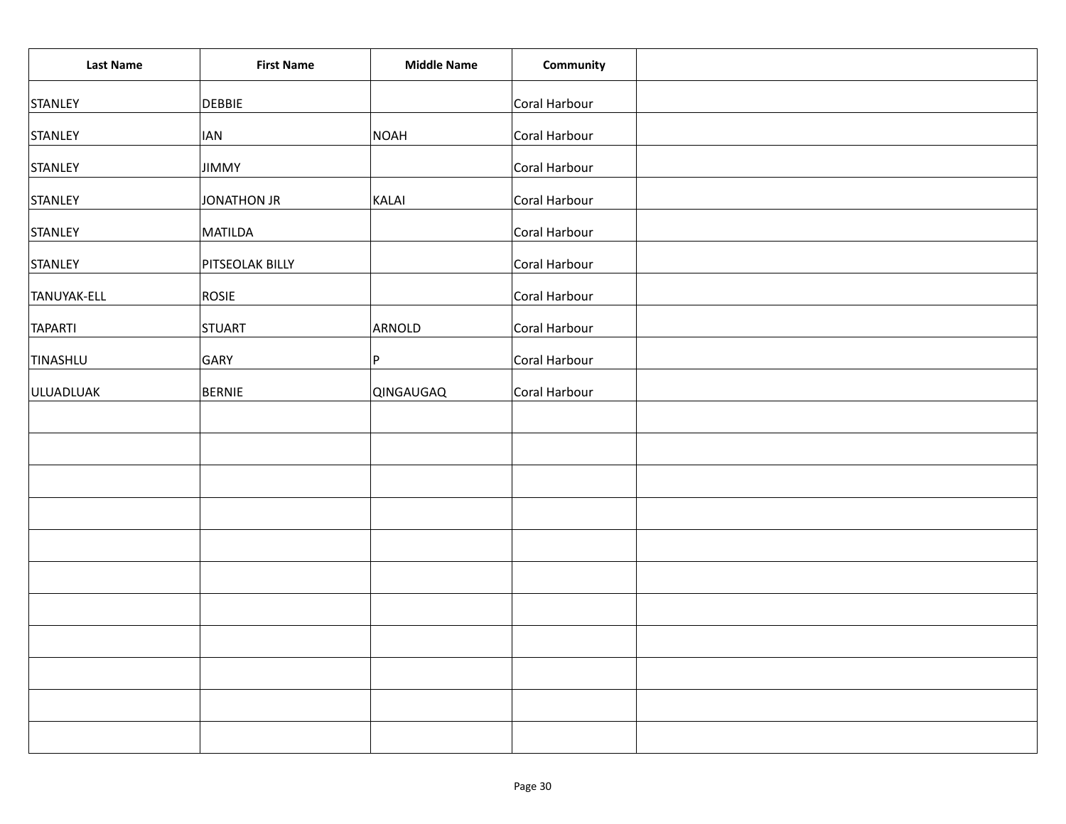| Last Name | First Name | Middle Name | Community | |
|---|---|---|---|---|
| STANLEY | DEBBIE | | Coral Harbour | |
| STANLEY | IAN | NOAH | Coral Harbour | |
| STANLEY | JIMMY | | Coral Harbour | |
| STANLEY | JONATHON JR | KALAI | Coral Harbour | |
| STANLEY | MATILDA | | Coral Harbour | |
| STANLEY | PITSEOLAK BILLY | | Coral Harbour | |
| TANUYAK-ELL | ROSIE | | Coral Harbour | |
| TAPARTI | STUART | ARNOLD | Coral Harbour | |
| TINASHLU | GARY | P | Coral Harbour | |
| ULUADLUAK | BERNIE | QINGAUGAQ | Coral Harbour | |
| | | | | |
| | | | | |
| | | | | |
| | | | | |
| | | | | |
| | | | | |
| | | | | |
| | | | | |
| | | | | |
| | | | | |
| | | | | |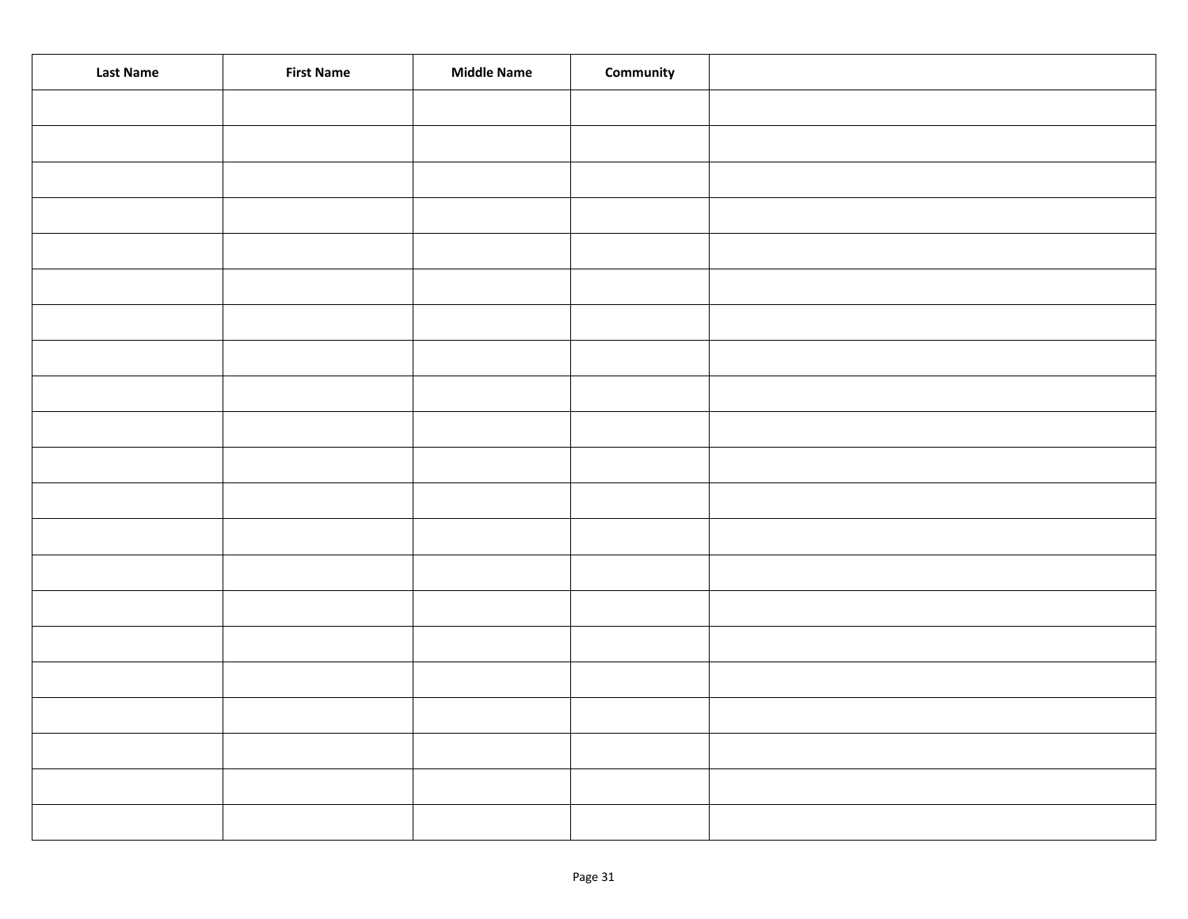| Last Name | First Name | Middle Name | Community | |
|---|---|---|---|---|
| | | | | |
| | | | | |
| | | | | |
| | | | | |
| | | | | |
| | | | | |
| | | | | |
| | | | | |
| | | | | |
| | | | | |
| | | | | |
| | | | | |
| | | | | |
| | | | | |
| | | | | |
| | | | | |
| | | | | |
| | | | | |
| | | | | |
| | | | | |
| | | | | |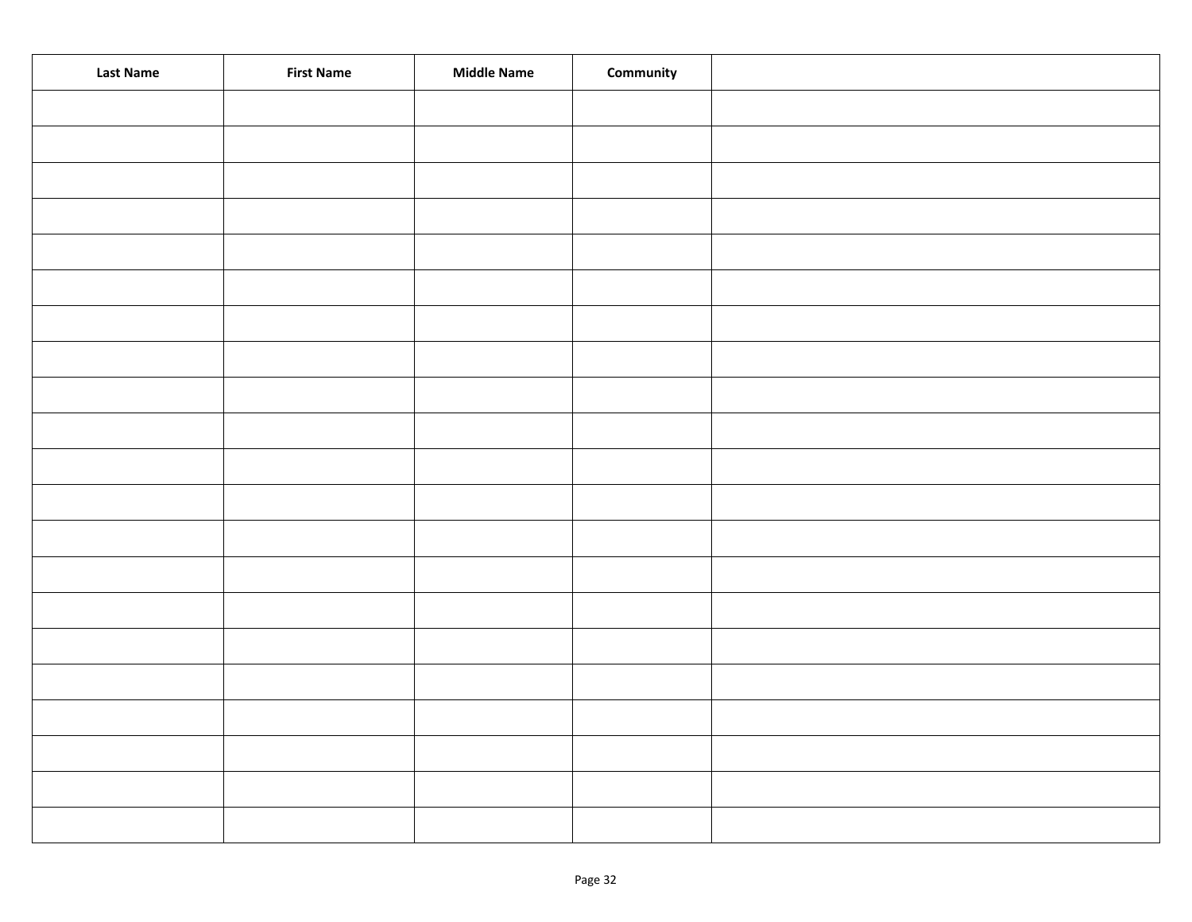| Last Name | First Name | Middle Name | Community | |
|---|---|---|---|---|
| | | | | |
| | | | | |
| | | | | |
| | | | | |
| | | | | |
| | | | | |
| | | | | |
| | | | | |
| | | | | |
| | | | | |
| | | | | |
| | | | | |
| | | | | |
| | | | | |
| | | | | |
| | | | | |
| | | | | |
| | | | | |
| | | | | |
| | | | | |
| | | | | |